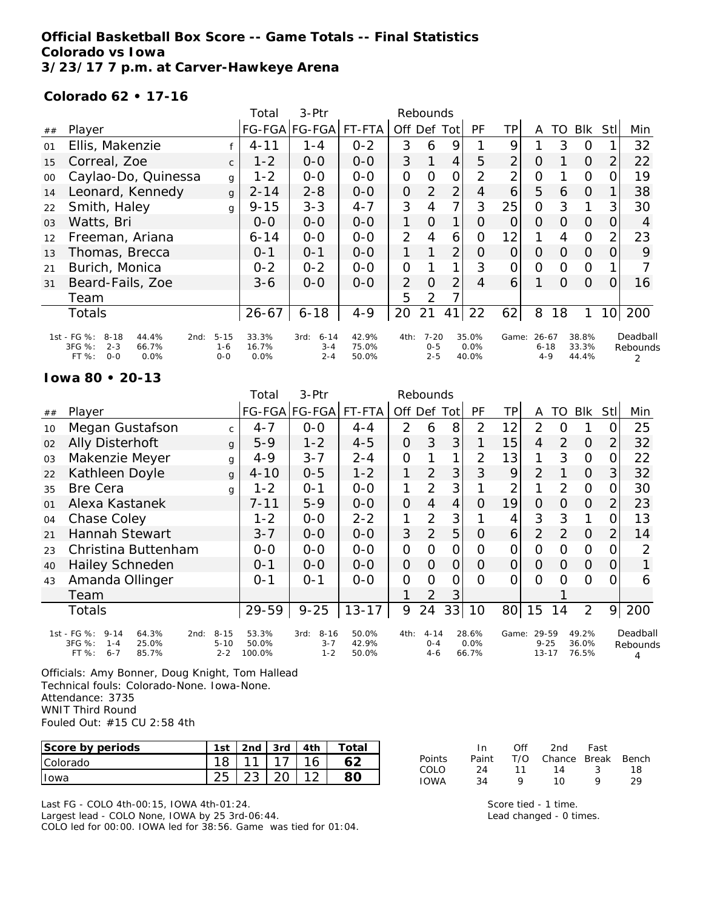# Official Basketball Box Score -- Game Totals -- Final Statistics
## Colorado vs Iowa
### 3/23/17 7 p.m. at Carver-Hawkeye Arena

**Colorado 62 • 17-16**

| ## | Player | | Total FG-FGA | 3-Ptr FG-FGA | FT-FTA | Rebounds Off | Def | Tot | PF | TP | A | TO | Blk | Stl | Min |
|---|---|---|---|---|---|---|---|---|---|---|---|---|---|---|---|
| 01 | Ellis, Makenzie | f | 4-11 | 1-4 | 0-2 | 3 | 6 | 9 | 1 | 9 | 1 | 3 | 0 | 1 | 32 |
| 15 | Correal, Zoe | c | 1-2 | 0-0 | 0-0 | 3 | 1 | 4 | 5 | 2 | 0 | 1 | 0 | 2 | 22 |
| 00 | Caylao-Do, Quinessa | g | 1-2 | 0-0 | 0-0 | 0 | 0 | 0 | 2 | 2 | 0 | 1 | 0 | 0 | 19 |
| 14 | Leonard, Kennedy | g | 2-14 | 2-8 | 0-0 | 0 | 2 | 2 | 4 | 6 | 5 | 6 | 0 | 1 | 38 |
| 22 | Smith, Haley | g | 9-15 | 3-3 | 4-7 | 3 | 4 | 7 | 3 | 25 | 0 | 3 | 1 | 3 | 30 |
| 03 | Watts, Bri | | 0-0 | 0-0 | 0-0 | 1 | 0 | 1 | 0 | 0 | 0 | 0 | 0 | 0 | 4 |
| 12 | Freeman, Ariana | | 6-14 | 0-0 | 0-0 | 2 | 4 | 6 | 0 | 12 | 1 | 4 | 0 | 2 | 23 |
| 13 | Thomas, Brecca | | 0-1 | 0-1 | 0-0 | 1 | 1 | 2 | 0 | 0 | 0 | 0 | 0 | 0 | 9 |
| 21 | Burich, Monica | | 0-2 | 0-2 | 0-0 | 0 | 1 | 1 | 3 | 0 | 0 | 0 | 0 | 1 | 7 |
| 31 | Beard-Fails, Zoe | | 3-6 | 0-0 | 0-0 | 2 | 0 | 2 | 4 | 6 | 1 | 0 | 0 | 0 | 16 |
| | Team | | | | | 5 | 2 | 7 | | | | | | | |
| | Totals | | 26-67 | 6-18 | 4-9 | 20 | 21 | 41 | 22 | 62 | 8 | 18 | 1 | 10 | 200 |

| | | | | | | |
|---|---|---|---|---|---|---|
| 1st - FG %: 8-18 44.4% | 2nd: 5-15 33.3% | 3rd: 6-14 42.9% | 4th: 7-20 35.0% | Game: 26-67 38.8% | Deadball Rebounds |
| 3FG %: 2-3 66.7% | 1-6 16.7% | 3-4 75.0% | 0-5 0.0% | 6-18 33.3% | 2 |
| FT %: 0-0 0.0% | 0-0 0.0% | 2-4 50.0% | 2-5 40.0% | 4-9 44.4% | |

**Iowa 80 • 20-13**

| ## | Player | | Total FG-FGA | 3-Ptr FG-FGA | FT-FTA | Rebounds Off | Def | Tot | PF | TP | A | TO | Blk | Stl | Min |
|---|---|---|---|---|---|---|---|---|---|---|---|---|---|---|---|
| 10 | Megan Gustafson | c | 4-7 | 0-0 | 4-4 | 2 | 6 | 8 | 2 | 12 | 2 | 0 | 1 | 0 | 25 |
| 02 | Ally Disterhoft | g | 5-9 | 1-2 | 4-5 | 0 | 3 | 3 | 1 | 15 | 4 | 2 | 0 | 2 | 32 |
| 03 | Makenzie Meyer | g | 4-9 | 3-7 | 2-4 | 0 | 1 | 1 | 2 | 13 | 1 | 3 | 0 | 0 | 22 |
| 22 | Kathleen Doyle | g | 4-10 | 0-5 | 1-2 | 1 | 2 | 3 | 3 | 9 | 2 | 1 | 0 | 3 | 32 |
| 35 | Bre Cera | g | 1-2 | 0-1 | 0-0 | 1 | 2 | 3 | 1 | 2 | 1 | 2 | 0 | 0 | 30 |
| 01 | Alexa Kastanek | | 7-11 | 5-9 | 0-0 | 0 | 4 | 4 | 0 | 19 | 0 | 0 | 0 | 2 | 23 |
| 04 | Chase Coley | | 1-2 | 0-0 | 2-2 | 1 | 2 | 3 | 1 | 4 | 3 | 3 | 1 | 0 | 13 |
| 21 | Hannah Stewart | | 3-7 | 0-0 | 0-0 | 3 | 2 | 5 | 0 | 6 | 2 | 2 | 0 | 2 | 14 |
| 23 | Christina Buttenham | | 0-0 | 0-0 | 0-0 | 0 | 0 | 0 | 0 | 0 | 0 | 0 | 0 | 0 | 2 |
| 40 | Hailey Schneden | | 0-1 | 0-0 | 0-0 | 0 | 0 | 0 | 0 | 0 | 0 | 0 | 0 | 0 | 1 |
| 43 | Amanda Ollinger | | 0-1 | 0-1 | 0-0 | 0 | 0 | 0 | 0 | 0 | 0 | 0 | 0 | 0 | 6 |
| | Team | | | | | 1 | 2 | 3 | | | | 1 | | | |
| | Totals | | 29-59 | 9-25 | 13-17 | 9 | 24 | 33 | 10 | 80 | 15 | 14 | 2 | 9 | 200 |

| | | | | | | |
|---|---|---|---|---|---|---|
| 1st - FG %: 9-14 64.3% | 2nd: 8-15 53.3% | 3rd: 8-16 50.0% | 4th: 4-14 28.6% | Game: 29-59 49.2% | Deadball Rebounds |
| 3FG %: 1-4 25.0% | 5-10 50.0% | 3-7 42.9% | 0-4 0.0% | 9-25 36.0% | 4 |
| FT %: 6-7 85.7% | 2-2 100.0% | 1-2 50.0% | 4-6 66.7% | 13-17 76.5% | |

Officials: Amy Bonner, Doug Knight, Tom Hallead
Technical fouls: Colorado-None. Iowa-None.
Attendance: 3735
WNIT Third Round
Fouled Out: #15 CU 2:58 4th

| Score by periods | 1st | 2nd | 3rd | 4th | Total |
|---|---|---|---|---|---|
| Colorado | 18 | 11 | 17 | 16 | 62 |
| Iowa | 25 | 23 | 20 | 12 | 80 |

| Points | In Paint | Off T/O | 2nd Chance | Fast Break | Bench |
|---|---|---|---|---|---|
| COLO | 24 | 11 | 14 | 3 | 18 |
| IOWA | 34 | 9 | 10 | 9 | 29 |

Last FG - COLO 4th-00:15, IOWA 4th-01:24.
Largest lead - COLO None, IOWA by 25 3rd-06:44.
COLO led for 00:00. IOWA led for 38:56. Game was tied for 01:04.

Score tied - 1 time.
Lead changed - 0 times.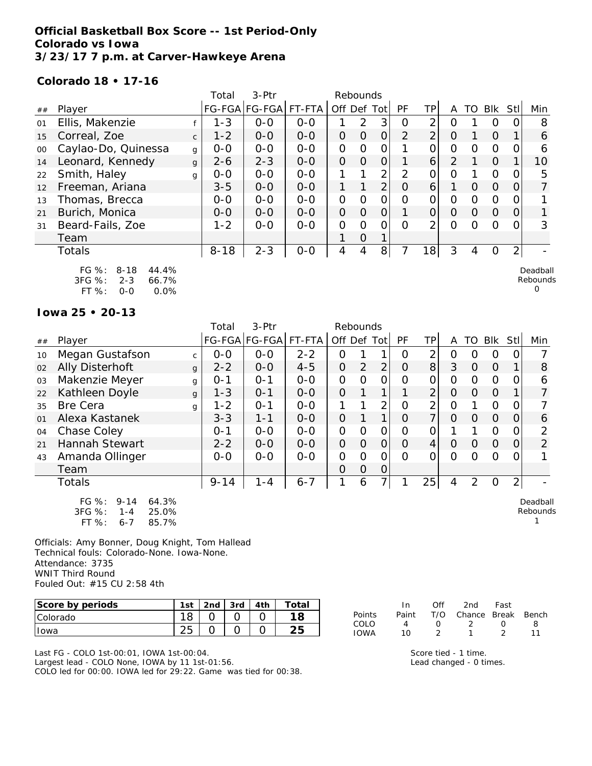# Official Basketball Box Score -- 1st Period-Only
# Colorado vs Iowa
# 3/23/17 7 p.m. at Carver-Hawkeye Arena

### Colorado 18 • 17-16

| ## | Player | | Total FG-FGA | 3-Ptr FG-FGA | FT-FTA | Rebounds Off | Def | Tot | PF | TP | A | TO | Blk | Stl | Min |
|---|---|---|---|---|---|---|---|---|---|---|---|---|---|---|---|
| 01 | Ellis, Makenzie | f | 1-3 | 0-0 | 0-0 | 1 | 2 | 3 | 0 | 2 | 0 | 1 | 0 | 0 | 8 |
| 15 | Correal, Zoe | c | 1-2 | 0-0 | 0-0 | 0 | 0 | 0 | 2 | 2 | 0 | 1 | 0 | 1 | 6 |
| 00 | Caylao-Do, Quinessa | g | 0-0 | 0-0 | 0-0 | 0 | 0 | 0 | 1 | 0 | 0 | 0 | 0 | 0 | 6 |
| 14 | Leonard, Kennedy | g | 2-6 | 2-3 | 0-0 | 0 | 0 | 0 | 1 | 6 | 2 | 1 | 0 | 1 | 10 |
| 22 | Smith, Haley | g | 0-0 | 0-0 | 0-0 | 1 | 1 | 2 | 2 | 0 | 0 | 1 | 0 | 0 | 5 |
| 12 | Freeman, Ariana | | 3-5 | 0-0 | 0-0 | 1 | 1 | 2 | 0 | 6 | 1 | 0 | 0 | 0 | 7 |
| 13 | Thomas, Brecca | | 0-0 | 0-0 | 0-0 | 0 | 0 | 0 | 0 | 0 | 0 | 0 | 0 | 0 | 1 |
| 21 | Burich, Monica | | 0-0 | 0-0 | 0-0 | 0 | 0 | 0 | 1 | 0 | 0 | 0 | 0 | 0 | 1 |
| 31 | Beard-Fails, Zoe | | 1-2 | 0-0 | 0-0 | 0 | 0 | 0 | 0 | 2 | 0 | 0 | 0 | 0 | 3 |
| | Team | | | | | 1 | 0 | 1 | | | | | | | |
| | Totals | | 8-18 | 2-3 | 0-0 | 4 | 4 | 8 | 7 | 18 | 3 | 4 | 0 | 2 | - |

FG %: 8-18 44.4%
3FG %: 2-3 66.7%
FT %: 0-0 0.0%

Deadball Rebounds 0

### Iowa 25 • 20-13

| ## | Player | | Total FG-FGA | 3-Ptr FG-FGA | FT-FTA | Rebounds Off | Def | Tot | PF | TP | A | TO | Blk | Stl | Min |
|---|---|---|---|---|---|---|---|---|---|---|---|---|---|---|---|
| 10 | Megan Gustafson | c | 0-0 | 0-0 | 2-2 | 0 | 1 | 1 | 0 | 2 | 0 | 0 | 0 | 0 | 7 |
| 02 | Ally Disterhoft | g | 2-2 | 0-0 | 4-5 | 0 | 2 | 2 | 0 | 8 | 3 | 0 | 0 | 1 | 8 |
| 03 | Makenzie Meyer | g | 0-1 | 0-1 | 0-0 | 0 | 0 | 0 | 0 | 0 | 0 | 0 | 0 | 0 | 6 |
| 22 | Kathleen Doyle | g | 1-3 | 0-1 | 0-0 | 0 | 1 | 1 | 1 | 2 | 0 | 0 | 0 | 1 | 7 |
| 35 | Bre Cera | g | 1-2 | 0-1 | 0-0 | 1 | 1 | 2 | 0 | 2 | 0 | 1 | 0 | 0 | 7 |
| 01 | Alexa Kastanek | | 3-3 | 1-1 | 0-0 | 0 | 1 | 1 | 0 | 7 | 0 | 0 | 0 | 0 | 6 |
| 04 | Chase Coley | | 0-1 | 0-0 | 0-0 | 0 | 0 | 0 | 0 | 0 | 1 | 1 | 0 | 0 | 2 |
| 21 | Hannah Stewart | | 2-2 | 0-0 | 0-0 | 0 | 0 | 0 | 0 | 4 | 0 | 0 | 0 | 0 | 2 |
| 43 | Amanda Ollinger | | 0-0 | 0-0 | 0-0 | 0 | 0 | 0 | 0 | 0 | 0 | 0 | 0 | 0 | 1 |
| | Team | | | | | 0 | 0 | 0 | | | | | | | |
| | Totals | | 9-14 | 1-4 | 6-7 | 1 | 6 | 7 | 1 | 25 | 4 | 2 | 0 | 2 | - |

FG %: 9-14 64.3%
3FG %: 1-4 25.0%
FT %: 6-7 85.7%

Deadball Rebounds 1

Officials: Amy Bonner, Doug Knight, Tom Hallead
Technical fouls: Colorado-None. Iowa-None.
Attendance: 3735
WNIT Third Round
Fouled Out: #15 CU 2:58 4th

| Score by periods | 1st | 2nd | 3rd | 4th | Total |
|---|---|---|---|---|---|
| Colorado | 18 | 0 | 0 | 0 | 18 |
| Iowa | 25 | 0 | 0 | 0 | 25 |

| Points | In Paint | Off T/O | 2nd Chance | Fast Break | Bench |
|---|---|---|---|---|---|
| COLO | 4 | 0 | 2 | 0 | 8 |
| IOWA | 10 | 2 | 1 | 2 | 11 |

Last FG - COLO 1st-00:01, IOWA 1st-00:04.
Largest lead - COLO None, IOWA by 11 1st-01:56.
COLO led for 00:00. IOWA led for 29:22. Game was tied for 00:38.

Score tied - 1 time.
Lead changed - 0 times.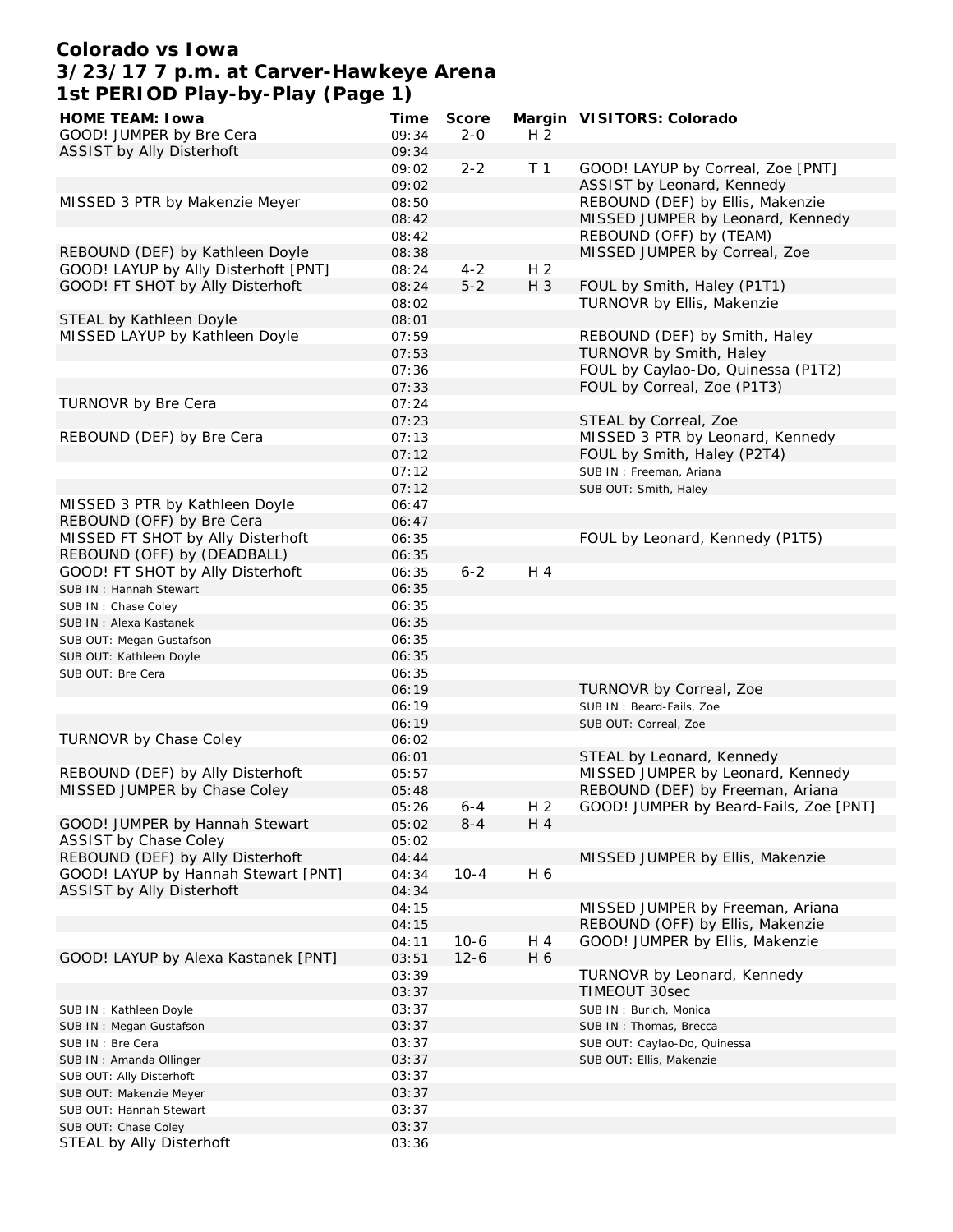# Colorado vs Iowa
## 3/23/17 7 p.m. at Carver-Hawkeye Arena
## 1st PERIOD Play-by-Play (Page 1)

| HOME TEAM: Iowa | Time | Score | Margin | VISITORS: Colorado |
|---|---|---|---|---|
| GOOD! JUMPER by Bre Cera | 09:34 | 2-0 | H 2 | |
| ASSIST by Ally Disterhoft | 09:34 | | | |
| | 09:02 | 2-2 | T 1 | GOOD! LAYUP by Correal, Zoe [PNT] |
| | 09:02 | | | ASSIST by Leonard, Kennedy |
| MISSED 3 PTR by Makenzie Meyer | 08:50 | | | REBOUND (DEF) by Ellis, Makenzie |
| | 08:42 | | | MISSED JUMPER by Leonard, Kennedy |
| | 08:42 | | | REBOUND (OFF) by (TEAM) |
| REBOUND (DEF) by Kathleen Doyle | 08:38 | | | MISSED JUMPER by Correal, Zoe |
| GOOD! LAYUP by Ally Disterhoft [PNT] | 08:24 | 4-2 | H 2 | |
| GOOD! FT SHOT by Ally Disterhoft | 08:24 | 5-2 | H 3 | FOUL by Smith, Haley (P1T1) |
| | 08:02 | | | TURNOVR by Ellis, Makenzie |
| STEAL by Kathleen Doyle | 08:01 | | | |
| MISSED LAYUP by Kathleen Doyle | 07:59 | | | REBOUND (DEF) by Smith, Haley |
| | 07:53 | | | TURNOVR by Smith, Haley |
| | 07:36 | | | FOUL by Caylao-Do, Quinessa (P1T2) |
| | 07:33 | | | FOUL by Correal, Zoe (P1T3) |
| TURNOVR by Bre Cera | 07:24 | | | |
| | 07:23 | | | STEAL by Correal, Zoe |
| REBOUND (DEF) by Bre Cera | 07:13 | | | MISSED 3 PTR by Leonard, Kennedy |
| | 07:12 | | | FOUL by Smith, Haley (P2T4) |
| | 07:12 | | | SUB IN : Freeman, Ariana |
| | 07:12 | | | SUB OUT: Smith, Haley |
| MISSED 3 PTR by Kathleen Doyle | 06:47 | | | |
| REBOUND (OFF) by Bre Cera | 06:47 | | | |
| MISSED FT SHOT by Ally Disterhoft | 06:35 | | | FOUL by Leonard, Kennedy (P1T5) |
| REBOUND (OFF) by (DEADBALL) | 06:35 | | | |
| GOOD! FT SHOT by Ally Disterhoft | 06:35 | 6-2 | H 4 | |
| SUB IN : Hannah Stewart | 06:35 | | | |
| SUB IN : Chase Coley | 06:35 | | | |
| SUB IN : Alexa Kastanek | 06:35 | | | |
| SUB OUT: Megan Gustafson | 06:35 | | | |
| SUB OUT: Kathleen Doyle | 06:35 | | | |
| SUB OUT: Bre Cera | 06:35 | | | |
| | 06:19 | | | TURNOVR by Correal, Zoe |
| | 06:19 | | | SUB IN : Beard-Fails, Zoe |
| | 06:19 | | | SUB OUT: Correal, Zoe |
| TURNOVR by Chase Coley | 06:02 | | | |
| | 06:01 | | | STEAL by Leonard, Kennedy |
| REBOUND (DEF) by Ally Disterhoft | 05:57 | | | MISSED JUMPER by Leonard, Kennedy |
| MISSED JUMPER by Chase Coley | 05:48 | | | REBOUND (DEF) by Freeman, Ariana |
| | 05:26 | 6-4 | H 2 | GOOD! JUMPER by Beard-Fails, Zoe [PNT] |
| GOOD! JUMPER by Hannah Stewart | 05:02 | 8-4 | H 4 | |
| ASSIST by Chase Coley | 05:02 | | | |
| REBOUND (DEF) by Ally Disterhoft | 04:44 | | | MISSED JUMPER by Ellis, Makenzie |
| GOOD! LAYUP by Hannah Stewart [PNT] | 04:34 | 10-4 | H 6 | |
| ASSIST by Ally Disterhoft | 04:34 | | | |
| | 04:15 | | | MISSED JUMPER by Freeman, Ariana |
| | 04:15 | | | REBOUND (OFF) by Ellis, Makenzie |
| | 04:11 | 10-6 | H 4 | GOOD! JUMPER by Ellis, Makenzie |
| GOOD! LAYUP by Alexa Kastanek [PNT] | 03:51 | 12-6 | H 6 | |
| | 03:39 | | | TURNOVR by Leonard, Kennedy |
| | 03:37 | | | TIMEOUT 30sec |
| SUB IN : Kathleen Doyle | 03:37 | | | SUB IN : Burich, Monica |
| SUB IN : Megan Gustafson | 03:37 | | | SUB IN : Thomas, Brecca |
| SUB IN : Bre Cera | 03:37 | | | SUB OUT: Caylao-Do, Quinessa |
| SUB IN : Amanda Ollinger | 03:37 | | | SUB OUT: Ellis, Makenzie |
| SUB OUT: Ally Disterhoft | 03:37 | | | |
| SUB OUT: Makenzie Meyer | 03:37 | | | |
| SUB OUT: Hannah Stewart | 03:37 | | | |
| SUB OUT: Chase Coley | 03:37 | | | |
| STEAL by Ally Disterhoft | 03:36 | | | |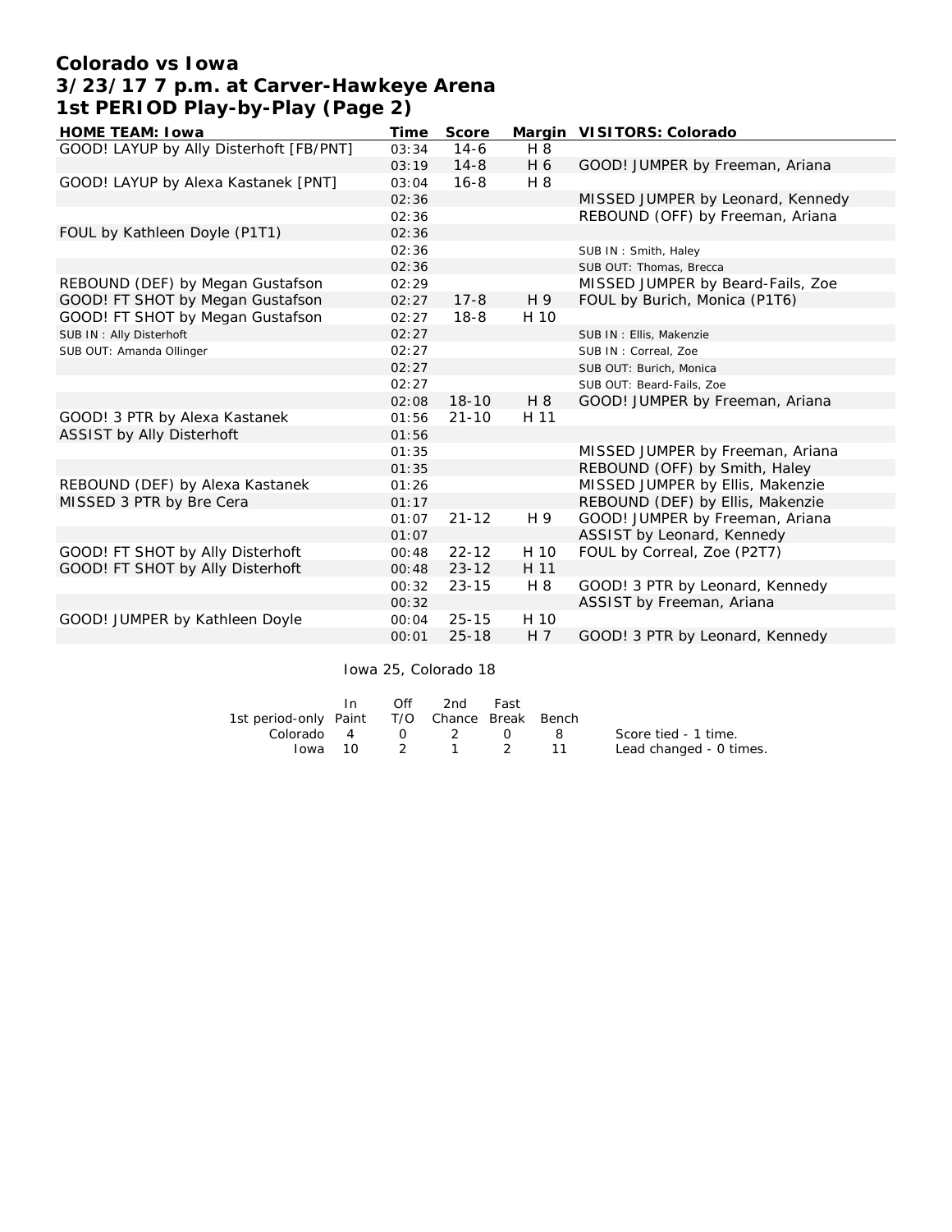# Colorado vs Iowa
## 3/23/17 7 p.m. at Carver-Hawkeye Arena
## 1st PERIOD Play-by-Play (Page 2)

| HOME TEAM: Iowa | Time | Score | Margin | VISITORS: Colorado |
|---|---|---|---|---|
| GOOD! LAYUP by Ally Disterhoft [FB/PNT] | 03:34 | 14-6 | H 8 | |
| | 03:19 | 14-8 | H 6 | GOOD! JUMPER by Freeman, Ariana |
| GOOD! LAYUP by Alexa Kastanek [PNT] | 03:04 | 16-8 | H 8 | |
| | 02:36 | | | MISSED JUMPER by Leonard, Kennedy |
| | 02:36 | | | REBOUND (OFF) by Freeman, Ariana |
| FOUL by Kathleen Doyle (P1T1) | 02:36 | | | |
| | 02:36 | | | SUB IN : Smith, Haley |
| | 02:36 | | | SUB OUT: Thomas, Brecca |
| REBOUND (DEF) by Megan Gustafson | 02:29 | | | MISSED JUMPER by Beard-Fails, Zoe |
| GOOD! FT SHOT by Megan Gustafson | 02:27 | 17-8 | H 9 | FOUL by Burich, Monica (P1T6) |
| GOOD! FT SHOT by Megan Gustafson | 02:27 | 18-8 | H 10 | |
| SUB IN : Ally Disterhoft | 02:27 | | | SUB IN : Ellis, Makenzie |
| SUB OUT: Amanda Ollinger | 02:27 | | | SUB IN : Correal, Zoe |
| | 02:27 | | | SUB OUT: Burich, Monica |
| | 02:27 | | | SUB OUT: Beard-Fails, Zoe |
| | 02:08 | 18-10 | H 8 | GOOD! JUMPER by Freeman, Ariana |
| GOOD! 3 PTR by Alexa Kastanek | 01:56 | 21-10 | H 11 | |
| ASSIST by Ally Disterhoft | 01:56 | | | |
| | 01:35 | | | MISSED JUMPER by Freeman, Ariana |
| | 01:35 | | | REBOUND (OFF) by Smith, Haley |
| REBOUND (DEF) by Alexa Kastanek | 01:26 | | | MISSED JUMPER by Ellis, Makenzie |
| MISSED 3 PTR by Bre Cera | 01:17 | | | REBOUND (DEF) by Ellis, Makenzie |
| | 01:07 | 21-12 | H 9 | GOOD! JUMPER by Freeman, Ariana |
| | 01:07 | | | ASSIST by Leonard, Kennedy |
| GOOD! FT SHOT by Ally Disterhoft | 00:48 | 22-12 | H 10 | FOUL by Correal, Zoe (P2T7) |
| GOOD! FT SHOT by Ally Disterhoft | 00:48 | 23-12 | H 11 | |
| | 00:32 | 23-15 | H 8 | GOOD! 3 PTR by Leonard, Kennedy |
| | 00:32 | | | ASSIST by Freeman, Ariana |
| GOOD! JUMPER by Kathleen Doyle | 00:04 | 25-15 | H 10 | |
| | 00:01 | 25-18 | H 7 | GOOD! 3 PTR by Leonard, Kennedy |

Iowa 25, Colorado 18

| 1st period-only | In Paint | Off T/O | 2nd Chance | Fast Break | Bench |
|---|---|---|---|---|---|
| Colorado | 4 | 0 | 2 | 0 | 8 |
| Iowa | 10 | 2 | 1 | 2 | 11 |

Score tied - 1 time.
Lead changed - 0 times.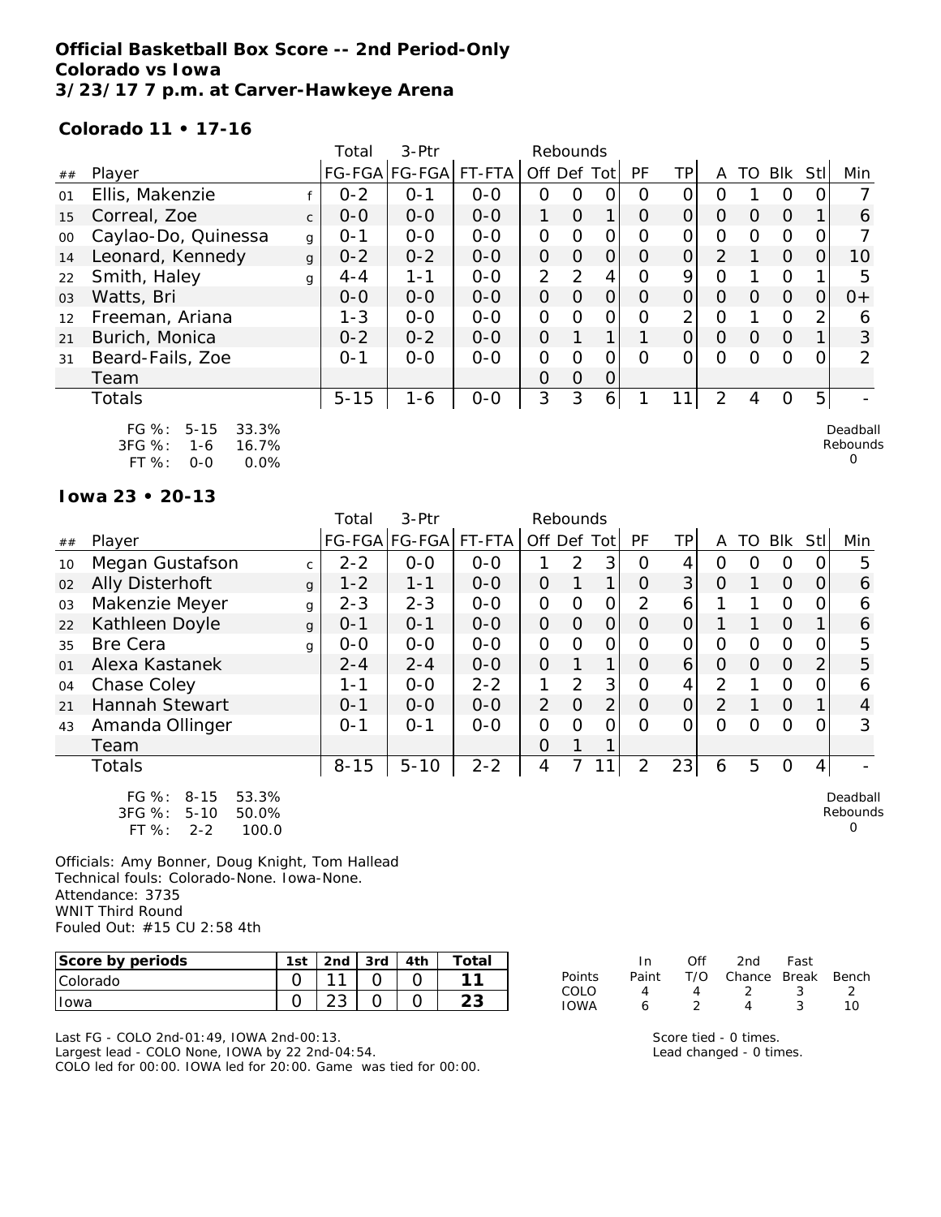**Official Basketball Box Score -- 2nd Period-Only**
**Colorado vs Iowa**
**3/23/17 7 p.m. at Carver-Hawkeye Arena**

**Colorado 11 • 17-16**

| ## | Player | | Total FG-FGA | 3-Ptr FG-FGA | FT-FTA | Rebounds Off | Def | Tot | PF | TP | A | TO | Blk | Stl | Min |
|---|---|---|---|---|---|---|---|---|---|---|---|---|---|---|---|
| 01 | Ellis, Makenzie | f | 0-2 | 0-1 | 0-0 | 0 | 0 | 0 | 0 | 0 | 0 | 1 | 0 | 0 | 7 |
| 15 | Correal, Zoe | c | 0-0 | 0-0 | 0-0 | 1 | 0 | 1 | 0 | 0 | 0 | 0 | 0 | 1 | 6 |
| 00 | Caylao-Do, Quinessa | g | 0-1 | 0-0 | 0-0 | 0 | 0 | 0 | 0 | 0 | 0 | 0 | 0 | 0 | 7 |
| 14 | Leonard, Kennedy | g | 0-2 | 0-2 | 0-0 | 0 | 0 | 0 | 0 | 0 | 2 | 1 | 0 | 0 | 10 |
| 22 | Smith, Haley | g | 4-4 | 1-1 | 0-0 | 2 | 2 | 4 | 0 | 9 | 0 | 1 | 0 | 1 | 5 |
| 03 | Watts, Bri | | 0-0 | 0-0 | 0-0 | 0 | 0 | 0 | 0 | 0 | 0 | 0 | 0 | 0 | 0+ |
| 12 | Freeman, Ariana | | 1-3 | 0-0 | 0-0 | 0 | 0 | 0 | 0 | 2 | 0 | 1 | 0 | 2 | 6 |
| 21 | Burich, Monica | | 0-2 | 0-2 | 0-0 | 0 | 1 | 1 | 1 | 0 | 0 | 0 | 0 | 1 | 3 |
| 31 | Beard-Fails, Zoe | | 0-1 | 0-0 | 0-0 | 0 | 0 | 0 | 0 | 0 | 0 | 0 | 0 | 0 | 2 |
| | Team | | | | | 0 | 0 | 0 | | | | | | | |
| | Totals | | 5-15 | 1-6 | 0-0 | 3 | 3 | 6 | 1 | 11 | 2 | 4 | 0 | 5 | - |

FG %: 5-15 33.3%
3FG %: 1-6 16.7%
FT %: 0-0 0.0%

Deadball Rebounds 0

**Iowa 23 • 20-13**

| ## | Player | | Total FG-FGA | 3-Ptr FG-FGA | FT-FTA | Rebounds Off | Def | Tot | PF | TP | A | TO | Blk | Stl | Min |
|---|---|---|---|---|---|---|---|---|---|---|---|---|---|---|---|
| 10 | Megan Gustafson | c | 2-2 | 0-0 | 0-0 | 1 | 2 | 3 | 0 | 4 | 0 | 0 | 0 | 0 | 5 |
| 02 | Ally Disterhoft | g | 1-2 | 1-1 | 0-0 | 0 | 1 | 1 | 0 | 3 | 0 | 1 | 0 | 0 | 6 |
| 03 | Makenzie Meyer | g | 2-3 | 2-3 | 0-0 | 0 | 0 | 0 | 2 | 6 | 1 | 1 | 0 | 0 | 6 |
| 22 | Kathleen Doyle | g | 0-1 | 0-1 | 0-0 | 0 | 0 | 0 | 0 | 0 | 1 | 1 | 0 | 1 | 6 |
| 35 | Bre Cera | g | 0-0 | 0-0 | 0-0 | 0 | 0 | 0 | 0 | 0 | 0 | 0 | 0 | 0 | 5 |
| 01 | Alexa Kastanek | | 2-4 | 2-4 | 0-0 | 0 | 1 | 1 | 0 | 6 | 0 | 0 | 0 | 2 | 5 |
| 04 | Chase Coley | | 1-1 | 0-0 | 2-2 | 1 | 2 | 3 | 0 | 4 | 2 | 1 | 0 | 0 | 6 |
| 21 | Hannah Stewart | | 0-1 | 0-0 | 0-0 | 2 | 0 | 2 | 0 | 0 | 2 | 1 | 0 | 1 | 4 |
| 43 | Amanda Ollinger | | 0-1 | 0-1 | 0-0 | 0 | 0 | 0 | 0 | 0 | 0 | 0 | 0 | 0 | 3 |
| | Team | | | | | 0 | 1 | 1 | | | | | | | |
| | Totals | | 8-15 | 5-10 | 2-2 | 4 | 7 | 11 | 2 | 23 | 6 | 5 | 0 | 4 | - |

FG %: 8-15 53.3%
3FG %: 5-10 50.0%
FT %: 2-2 100.0

Deadball Rebounds 0

Officials: Amy Bonner, Doug Knight, Tom Hallead
Technical fouls: Colorado-None. Iowa-None.
Attendance: 3735
WNIT Third Round
Fouled Out: #15 CU 2:58 4th

| Score by periods | 1st | 2nd | 3rd | 4th | Total |
|---|---|---|---|---|---|
| Colorado | 0 | 11 | 0 | 0 | 11 |
| Iowa | 0 | 23 | 0 | 0 | 23 |

| Points | In Paint | Off T/O | 2nd Chance | Fast Break | Bench |
|---|---|---|---|---|---|
| COLO | 4 | 4 | 2 | 3 | 2 |
| IOWA | 6 | 2 | 4 | 3 | 10 |

Last FG - COLO 2nd-01:49, IOWA 2nd-00:13.
Largest lead - COLO None, IOWA by 22 2nd-04:54.
COLO led for 00:00. IOWA led for 20:00. Game was tied for 00:00.

Score tied - 0 times.
Lead changed - 0 times.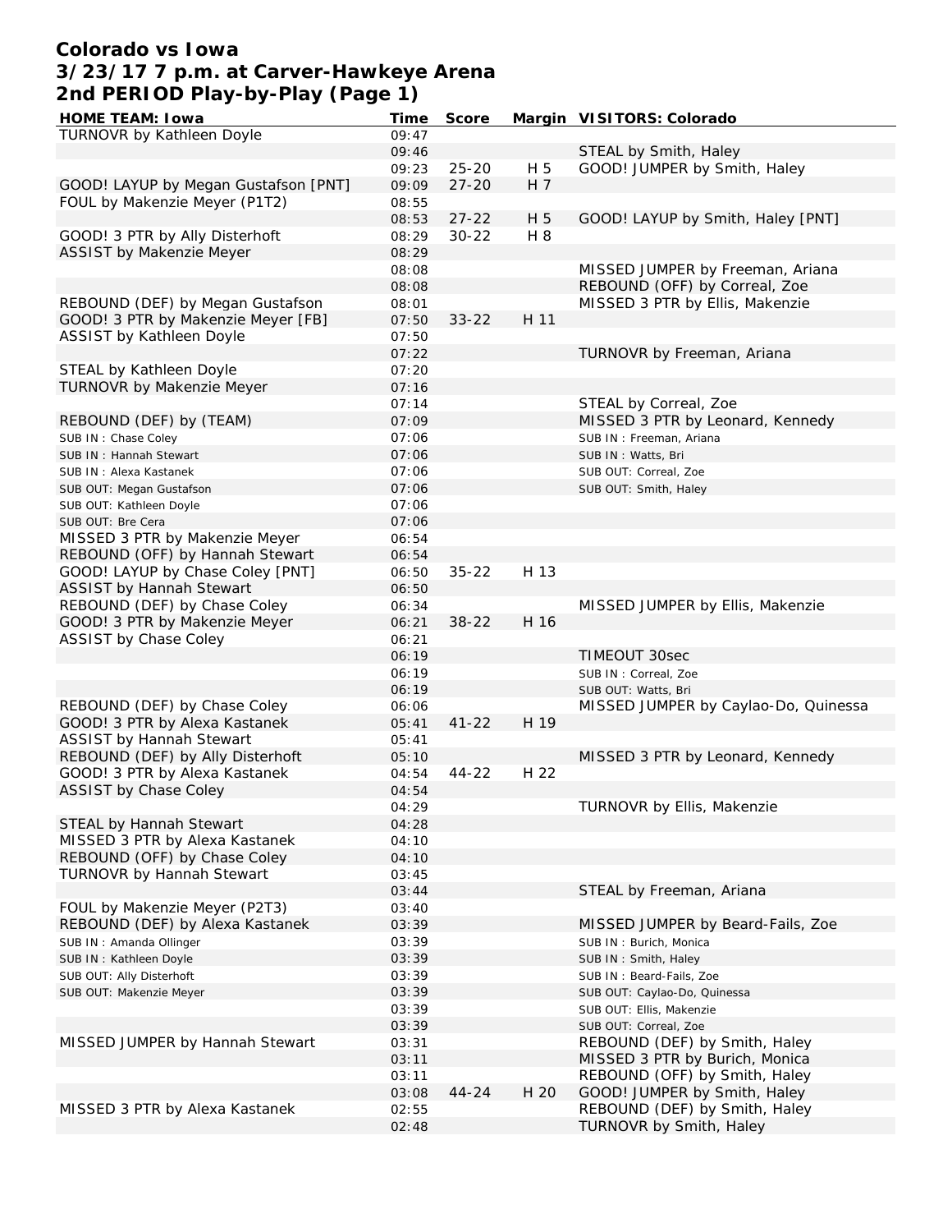# Colorado vs Iowa
## 3/23/17 7 p.m. at Carver-Hawkeye Arena
## 2nd PERIOD Play-by-Play (Page 1)

| HOME TEAM: Iowa | Time | Score | Margin | VISITORS: Colorado |
|---|---|---|---|---|
| TURNOVR by Kathleen Doyle | 09:47 | | | |
| | 09:46 | | | STEAL by Smith, Haley |
| | 09:23 | 25-20 | H 5 | GOOD! JUMPER by Smith, Haley |
| GOOD! LAYUP by Megan Gustafson [PNT] | 09:09 | 27-20 | H 7 | |
| FOUL by Makenzie Meyer (P1T2) | 08:55 | | | |
| | 08:53 | 27-22 | H 5 | GOOD! LAYUP by Smith, Haley [PNT] |
| GOOD! 3 PTR by Ally Disterhoft | 08:29 | 30-22 | H 8 | |
| ASSIST by Makenzie Meyer | 08:29 | | | |
| | 08:08 | | | MISSED JUMPER by Freeman, Ariana |
| | 08:08 | | | REBOUND (OFF) by Correal, Zoe |
| REBOUND (DEF) by Megan Gustafson | 08:01 | | | MISSED 3 PTR by Ellis, Makenzie |
| GOOD! 3 PTR by Makenzie Meyer [FB] | 07:50 | 33-22 | H 11 | |
| ASSIST by Kathleen Doyle | 07:50 | | | |
| | 07:22 | | | TURNOVR by Freeman, Ariana |
| STEAL by Kathleen Doyle | 07:20 | | | |
| TURNOVR by Makenzie Meyer | 07:16 | | | |
| | 07:14 | | | STEAL by Correal, Zoe |
| REBOUND (DEF) by (TEAM) | 07:09 | | | MISSED 3 PTR by Leonard, Kennedy |
| SUB IN : Chase Coley | 07:06 | | | SUB IN : Freeman, Ariana |
| SUB IN : Hannah Stewart | 07:06 | | | SUB IN : Watts, Bri |
| SUB IN : Alexa Kastanek | 07:06 | | | SUB OUT: Correal, Zoe |
| SUB OUT: Megan Gustafson | 07:06 | | | SUB OUT: Smith, Haley |
| SUB OUT: Kathleen Doyle | 07:06 | | | |
| SUB OUT: Bre Cera | 07:06 | | | |
| MISSED 3 PTR by Makenzie Meyer | 06:54 | | | |
| REBOUND (OFF) by Hannah Stewart | 06:54 | | | |
| GOOD! LAYUP by Chase Coley [PNT] | 06:50 | 35-22 | H 13 | |
| ASSIST by Hannah Stewart | 06:50 | | | |
| REBOUND (DEF) by Chase Coley | 06:34 | | | MISSED JUMPER by Ellis, Makenzie |
| GOOD! 3 PTR by Makenzie Meyer | 06:21 | 38-22 | H 16 | |
| ASSIST by Chase Coley | 06:21 | | | |
| | 06:19 | | | TIMEOUT 30sec |
| | 06:19 | | | SUB IN : Correal, Zoe |
| | 06:19 | | | SUB OUT: Watts, Bri |
| REBOUND (DEF) by Chase Coley | 06:06 | | | MISSED JUMPER by Caylao-Do, Quinessa |
| GOOD! 3 PTR by Alexa Kastanek | 05:41 | 41-22 | H 19 | |
| ASSIST by Hannah Stewart | 05:41 | | | |
| REBOUND (DEF) by Ally Disterhoft | 05:10 | | | MISSED 3 PTR by Leonard, Kennedy |
| GOOD! 3 PTR by Alexa Kastanek | 04:54 | 44-22 | H 22 | |
| ASSIST by Chase Coley | 04:54 | | | |
| | 04:29 | | | TURNOVR by Ellis, Makenzie |
| STEAL by Hannah Stewart | 04:28 | | | |
| MISSED 3 PTR by Alexa Kastanek | 04:10 | | | |
| REBOUND (OFF) by Chase Coley | 04:10 | | | |
| TURNOVR by Hannah Stewart | 03:45 | | | |
| | 03:44 | | | STEAL by Freeman, Ariana |
| FOUL by Makenzie Meyer (P2T3) | 03:40 | | | |
| REBOUND (DEF) by Alexa Kastanek | 03:39 | | | MISSED JUMPER by Beard-Fails, Zoe |
| SUB IN : Amanda Ollinger | 03:39 | | | SUB IN : Burich, Monica |
| SUB IN : Kathleen Doyle | 03:39 | | | SUB IN : Smith, Haley |
| SUB OUT: Ally Disterhoft | 03:39 | | | SUB IN : Beard-Fails, Zoe |
| SUB OUT: Makenzie Meyer | 03:39 | | | SUB OUT: Caylao-Do, Quinessa |
| | 03:39 | | | SUB OUT: Ellis, Makenzie |
| | 03:39 | | | SUB OUT: Correal, Zoe |
| MISSED JUMPER by Hannah Stewart | 03:31 | | | REBOUND (DEF) by Smith, Haley |
| | 03:11 | | | MISSED 3 PTR by Burich, Monica |
| | 03:11 | | | REBOUND (OFF) by Smith, Haley |
| | 03:08 | 44-24 | H 20 | GOOD! JUMPER by Smith, Haley |
| MISSED 3 PTR by Alexa Kastanek | 02:55 | | | REBOUND (DEF) by Smith, Haley |
| | 02:48 | | | TURNOVR by Smith, Haley |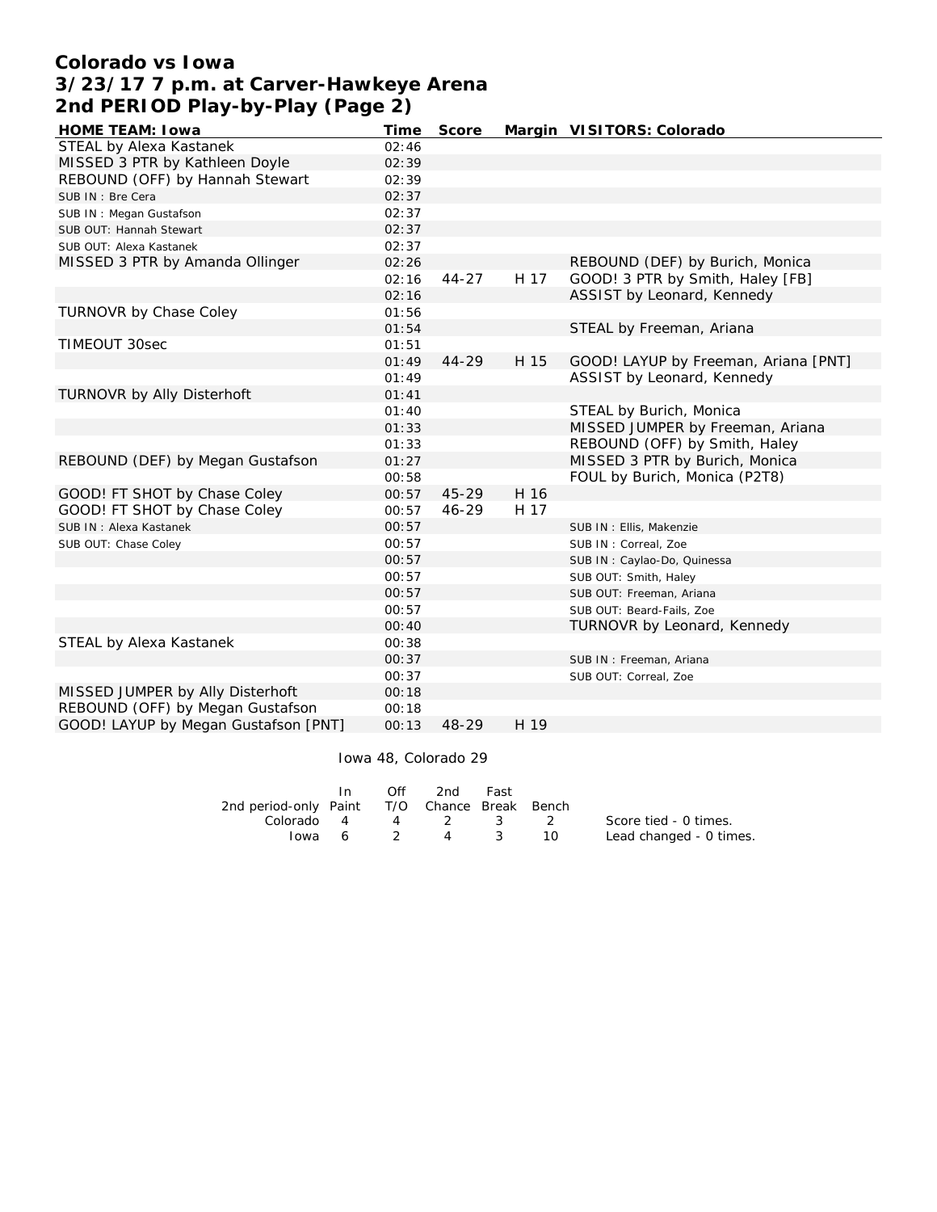# Colorado vs Iowa
## 3/23/17 7 p.m. at Carver-Hawkeye Arena
## 2nd PERIOD Play-by-Play (Page 2)

| HOME TEAM: Iowa | Time | Score | Margin | VISITORS: Colorado |
|---|---|---|---|---|
| STEAL by Alexa Kastanek | 02:46 | | | |
| MISSED 3 PTR by Kathleen Doyle | 02:39 | | | |
| REBOUND (OFF) by Hannah Stewart | 02:39 | | | |
| SUB IN : Bre Cera | 02:37 | | | |
| SUB IN : Megan Gustafson | 02:37 | | | |
| SUB OUT: Hannah Stewart | 02:37 | | | |
| SUB OUT: Alexa Kastanek | 02:37 | | | |
| MISSED 3 PTR by Amanda Ollinger | 02:26 | | | REBOUND (DEF) by Burich, Monica |
| | 02:16 | 44-27 | H 17 | GOOD! 3 PTR by Smith, Haley [FB] |
| | 02:16 | | | ASSIST by Leonard, Kennedy |
| TURNOVR by Chase Coley | 01:56 | | | |
| | 01:54 | | | STEAL by Freeman, Ariana |
| TIMEOUT 30sec | 01:51 | | | |
| | 01:49 | 44-29 | H 15 | GOOD! LAYUP by Freeman, Ariana [PNT] |
| | 01:49 | | | ASSIST by Leonard, Kennedy |
| TURNOVR by Ally Disterhoft | 01:41 | | | |
| | 01:40 | | | STEAL by Burich, Monica |
| | 01:33 | | | MISSED JUMPER by Freeman, Ariana |
| | 01:33 | | | REBOUND (OFF) by Smith, Haley |
| REBOUND (DEF) by Megan Gustafson | 01:27 | | | MISSED 3 PTR by Burich, Monica |
| | 00:58 | | | FOUL by Burich, Monica (P2T8) |
| GOOD! FT SHOT by Chase Coley | 00:57 | 45-29 | H 16 | |
| GOOD! FT SHOT by Chase Coley | 00:57 | 46-29 | H 17 | |
| SUB IN : Alexa Kastanek | 00:57 | | | SUB IN : Ellis, Makenzie |
| SUB OUT: Chase Coley | 00:57 | | | SUB IN : Correal, Zoe |
| | 00:57 | | | SUB IN : Caylao-Do, Quinessa |
| | 00:57 | | | SUB OUT: Smith, Haley |
| | 00:57 | | | SUB OUT: Freeman, Ariana |
| | 00:57 | | | SUB OUT: Beard-Fails, Zoe |
| | 00:40 | | | TURNOVR by Leonard, Kennedy |
| STEAL by Alexa Kastanek | 00:38 | | | |
| | 00:37 | | | SUB IN : Freeman, Ariana |
| | 00:37 | | | SUB OUT: Correal, Zoe |
| MISSED JUMPER by Ally Disterhoft | 00:18 | | | |
| REBOUND (OFF) by Megan Gustafson | 00:18 | | | |
| GOOD! LAYUP by Megan Gustafson [PNT] | 00:13 | 48-29 | H 19 | |

Iowa 48, Colorado 29

| 2nd period-only | In Paint | Off T/O | 2nd Chance | Fast Break | Bench |
|---|---|---|---|---|---|
| Colorado | 4 | 4 | 2 | 3 | 2 |
| Iowa | 6 | 2 | 4 | 3 | 10 |

Score tied - 0 times.
Lead changed - 0 times.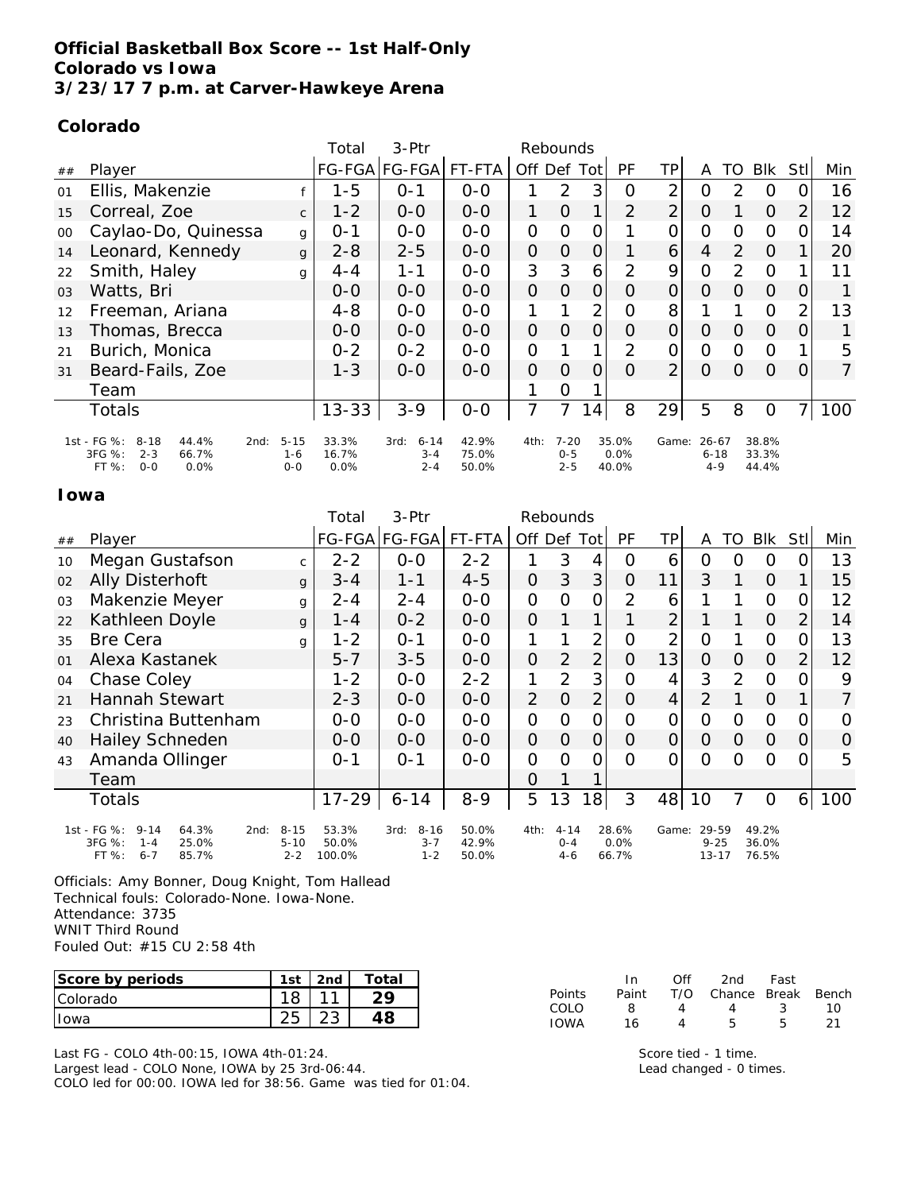# Official Basketball Box Score -- 1st Half-Only
## Colorado vs Iowa
### 3/23/17 7 p.m. at Carver-Hawkeye Arena

**Colorado**

| ## | Player | | Total FG-FGA | 3-Ptr FG-FGA | FT-FTA | Rebounds Off | Def | Tot | PF | TP | A | TO | Blk | Stl | Min |
|---|---|---|---|---|---|---|---|---|---|---|---|---|---|---|---|
| 01 | Ellis, Makenzie | f | 1-5 | 0-1 | 0-0 | 1 | 2 | 3 | 0 | 2 | 0 | 2 | 0 | 0 | 16 |
| 15 | Correal, Zoe | c | 1-2 | 0-0 | 0-0 | 1 | 0 | 1 | 2 | 2 | 0 | 1 | 0 | 2 | 12 |
| 00 | Caylao-Do, Quinessa | g | 0-1 | 0-0 | 0-0 | 0 | 0 | 0 | 1 | 0 | 0 | 0 | 0 | 0 | 14 |
| 14 | Leonard, Kennedy | g | 2-8 | 2-5 | 0-0 | 0 | 0 | 0 | 1 | 6 | 4 | 2 | 0 | 1 | 20 |
| 22 | Smith, Haley | g | 4-4 | 1-1 | 0-0 | 3 | 3 | 6 | 2 | 9 | 0 | 2 | 0 | 1 | 11 |
| 03 | Watts, Bri | | 0-0 | 0-0 | 0-0 | 0 | 0 | 0 | 0 | 0 | 0 | 0 | 0 | 0 | 1 |
| 12 | Freeman, Ariana | | 4-8 | 0-0 | 0-0 | 1 | 1 | 2 | 0 | 8 | 1 | 1 | 0 | 2 | 13 |
| 13 | Thomas, Brecca | | 0-0 | 0-0 | 0-0 | 0 | 0 | 0 | 0 | 0 | 0 | 0 | 0 | 0 | 1 |
| 21 | Burich, Monica | | 0-2 | 0-2 | 0-0 | 0 | 1 | 1 | 2 | 0 | 0 | 0 | 0 | 1 | 5 |
| 31 | Beard-Fails, Zoe | | 1-3 | 0-0 | 0-0 | 0 | 0 | 0 | 0 | 2 | 0 | 0 | 0 | 0 | 7 |
| | Team | | | | | 1 | 0 | 1 | | | | | | | |
| | Totals | | 13-33 | 3-9 | 0-0 | 7 | 7 | 14 | 8 | 29 | 5 | 8 | 0 | 7 | 100 |

| | 1st | | 2nd | | 3rd | | 4th | | Game | |
|---|---|---|---|---|---|---|---|---|---|---|
| FG % | 8-18 | 44.4% | 5-15 | 33.3% | 6-14 | 42.9% | 7-20 | 35.0% | 26-67 | 38.8% |
| 3FG % | 2-3 | 66.7% | 1-6 | 16.7% | 3-4 | 75.0% | 0-5 | 0.0% | 6-18 | 33.3% |
| FT % | 0-0 | 0.0% | 0-0 | 0.0% | 2-4 | 50.0% | 2-5 | 40.0% | 4-9 | 44.4% |

**Iowa**

| ## | Player | | Total FG-FGA | 3-Ptr FG-FGA | FT-FTA | Rebounds Off | Def | Tot | PF | TP | A | TO | Blk | Stl | Min |
|---|---|---|---|---|---|---|---|---|---|---|---|---|---|---|---|
| 10 | Megan Gustafson | c | 2-2 | 0-0 | 2-2 | 1 | 3 | 4 | 0 | 6 | 0 | 0 | 0 | 0 | 13 |
| 02 | Ally Disterhoft | g | 3-4 | 1-1 | 4-5 | 0 | 3 | 3 | 0 | 11 | 3 | 1 | 0 | 1 | 15 |
| 03 | Makenzie Meyer | g | 2-4 | 2-4 | 0-0 | 0 | 0 | 0 | 2 | 6 | 1 | 1 | 0 | 0 | 12 |
| 22 | Kathleen Doyle | g | 1-4 | 0-2 | 0-0 | 0 | 1 | 1 | 1 | 2 | 1 | 1 | 0 | 2 | 14 |
| 35 | Bre Cera | g | 1-2 | 0-1 | 0-0 | 1 | 1 | 2 | 0 | 2 | 0 | 1 | 0 | 0 | 13 |
| 01 | Alexa Kastanek | | 5-7 | 3-5 | 0-0 | 0 | 2 | 2 | 0 | 13 | 0 | 0 | 0 | 2 | 12 |
| 04 | Chase Coley | | 1-2 | 0-0 | 2-2 | 1 | 2 | 3 | 0 | 4 | 3 | 2 | 0 | 0 | 9 |
| 21 | Hannah Stewart | | 2-3 | 0-0 | 0-0 | 2 | 0 | 2 | 0 | 4 | 2 | 1 | 0 | 1 | 7 |
| 23 | Christina Buttenham | | 0-0 | 0-0 | 0-0 | 0 | 0 | 0 | 0 | 0 | 0 | 0 | 0 | 0 | 0 |
| 40 | Hailey Schneden | | 0-0 | 0-0 | 0-0 | 0 | 0 | 0 | 0 | 0 | 0 | 0 | 0 | 0 | 0 |
| 43 | Amanda Ollinger | | 0-1 | 0-1 | 0-0 | 0 | 0 | 0 | 0 | 0 | 0 | 0 | 0 | 0 | 5 |
| | Team | | | | | 0 | 1 | 1 | | | | | | | |
| | Totals | | 17-29 | 6-14 | 8-9 | 5 | 13 | 18 | 3 | 48 | 10 | 7 | 0 | 6 | 100 |

| | 1st | | 2nd | | 3rd | | 4th | | Game | |
|---|---|---|---|---|---|---|---|---|---|---|
| FG % | 9-14 | 64.3% | 8-15 | 53.3% | 8-16 | 50.0% | 4-14 | 28.6% | 29-59 | 49.2% |
| 3FG % | 1-4 | 25.0% | 5-10 | 50.0% | 3-7 | 42.9% | 0-4 | 0.0% | 9-25 | 36.0% |
| FT % | 6-7 | 85.7% | 2-2 | 100.0% | 1-2 | 50.0% | 4-6 | 66.7% | 13-17 | 76.5% |

Officials: Amy Bonner, Doug Knight, Tom Hallead
Technical fouls: Colorado-None. Iowa-None.
Attendance: 3735
WNIT Third Round
Fouled Out: #15 CU 2:58 4th

| Score by periods | 1st | 2nd | Total |
|---|---|---|---|
| Colorado | 18 | 11 | 29 |
| Iowa | 25 | 23 | 48 |

| Points | In Paint | Off T/O | 2nd Chance | Fast Break | Bench |
|---|---|---|---|---|---|
| COLO | 8 | 4 | 4 | 3 | 10 |
| IOWA | 16 | 4 | 5 | 5 | 21 |

Last FG - COLO 4th-00:15, IOWA 4th-01:24.
Largest lead - COLO None, IOWA by 25 3rd-06:44.
COLO led for 00:00. IOWA led for 38:56. Game was tied for 01:04.

Score tied - 1 time.
Lead changed - 0 times.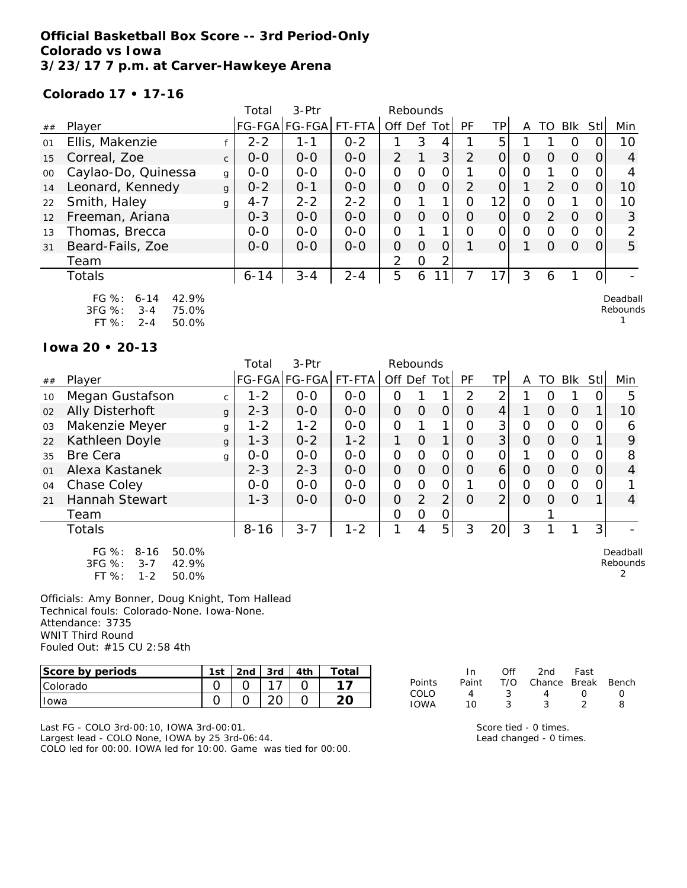**Official Basketball Box Score -- 3rd Period-Only**
**Colorado vs Iowa**
**3/23/17 7 p.m. at Carver-Hawkeye Arena**

**Colorado 17 • 17-16**

| ## | Player | | Total FG-FGA | 3-Ptr FG-FGA | FT-FTA | Rebounds Off | Def | Tot | PF | TP | A | TO | Blk | Stl | Min |
|---|---|---|---|---|---|---|---|---|---|---|---|---|---|---|---|
| 01 | Ellis, Makenzie | f | 2-2 | 1-1 | 0-2 | 1 | 3 | 4 | 1 | 5 | 1 | 1 | 0 | 0 | 10 |
| 15 | Correal, Zoe | c | 0-0 | 0-0 | 0-0 | 2 | 1 | 3 | 2 | 0 | 0 | 0 | 0 | 0 | 4 |
| 00 | Caylao-Do, Quinessa | g | 0-0 | 0-0 | 0-0 | 0 | 0 | 0 | 1 | 0 | 0 | 1 | 0 | 0 | 4 |
| 14 | Leonard, Kennedy | g | 0-2 | 0-1 | 0-0 | 0 | 0 | 0 | 2 | 0 | 1 | 2 | 0 | 0 | 10 |
| 22 | Smith, Haley | g | 4-7 | 2-2 | 2-2 | 0 | 1 | 1 | 0 | 12 | 0 | 0 | 1 | 0 | 10 |
| 12 | Freeman, Ariana | | 0-3 | 0-0 | 0-0 | 0 | 0 | 0 | 0 | 0 | 0 | 2 | 0 | 0 | 3 |
| 13 | Thomas, Brecca | | 0-0 | 0-0 | 0-0 | 0 | 1 | 1 | 0 | 0 | 0 | 0 | 0 | 0 | 2 |
| 31 | Beard-Fails, Zoe | | 0-0 | 0-0 | 0-0 | 0 | 0 | 0 | 1 | 0 | 1 | 0 | 0 | 0 | 5 |
| | Team | | | | | 2 | 0 | 2 | | | | | | | |
| | Totals | | 6-14 | 3-4 | 2-4 | 5 | 6 | 11 | 7 | 17 | 3 | 6 | 1 | 0 | - |

FG %: 6-14 42.9%
3FG %: 3-4 75.0%
FT %: 2-4 50.0%

Deadball Rebounds 1

**Iowa 20 • 20-13**

| ## | Player | | Total FG-FGA | 3-Ptr FG-FGA | FT-FTA | Rebounds Off | Def | Tot | PF | TP | A | TO | Blk | Stl | Min |
|---|---|---|---|---|---|---|---|---|---|---|---|---|---|---|---|
| 10 | Megan Gustafson | c | 1-2 | 0-0 | 0-0 | 0 | 1 | 1 | 2 | 2 | 1 | 0 | 1 | 0 | 5 |
| 02 | Ally Disterhoft | g | 2-3 | 0-0 | 0-0 | 0 | 0 | 0 | 0 | 4 | 1 | 0 | 0 | 1 | 10 |
| 03 | Makenzie Meyer | g | 1-2 | 1-2 | 0-0 | 0 | 1 | 1 | 0 | 3 | 0 | 0 | 0 | 0 | 6 |
| 22 | Kathleen Doyle | g | 1-3 | 0-2 | 1-2 | 1 | 0 | 1 | 0 | 3 | 0 | 0 | 0 | 1 | 9 |
| 35 | Bre Cera | g | 0-0 | 0-0 | 0-0 | 0 | 0 | 0 | 0 | 0 | 1 | 0 | 0 | 0 | 8 |
| 01 | Alexa Kastanek | | 2-3 | 2-3 | 0-0 | 0 | 0 | 0 | 0 | 6 | 0 | 0 | 0 | 0 | 4 |
| 04 | Chase Coley | | 0-0 | 0-0 | 0-0 | 0 | 0 | 0 | 1 | 0 | 0 | 0 | 0 | 0 | 1 |
| 21 | Hannah Stewart | | 1-3 | 0-0 | 0-0 | 0 | 2 | 2 | 0 | 2 | 0 | 0 | 0 | 1 | 4 |
| | Team | | | | | 0 | 0 | 0 | | | | 1 | | | |
| | Totals | | 8-16 | 3-7 | 1-2 | 1 | 4 | 5 | 3 | 20 | 3 | 1 | 1 | 3 | - |

FG %: 8-16 50.0%
3FG %: 3-7 42.9%
FT %: 1-2 50.0%

Deadball Rebounds 2

Officials: Amy Bonner, Doug Knight, Tom Hallead
Technical fouls: Colorado-None. Iowa-None.
Attendance: 3735
WNIT Third Round
Fouled Out: #15 CU 2:58 4th

| Score by periods | 1st | 2nd | 3rd | 4th | Total |
|---|---|---|---|---|---|
| Colorado | 0 | 0 | 17 | 0 | 17 |
| Iowa | 0 | 0 | 20 | 0 | 20 |

| Points | In Paint | Off T/O | 2nd Chance | Fast Break | Bench |
|---|---|---|---|---|---|
| COLO | 4 | 3 | 4 | 0 | 0 |
| IOWA | 10 | 3 | 3 | 2 | 8 |

Last FG - COLO 3rd-00:10, IOWA 3rd-00:01.
Largest lead - COLO None, IOWA by 25 3rd-06:44.
COLO led for 00:00. IOWA led for 10:00. Game was tied for 00:00.

Score tied - 0 times.
Lead changed - 0 times.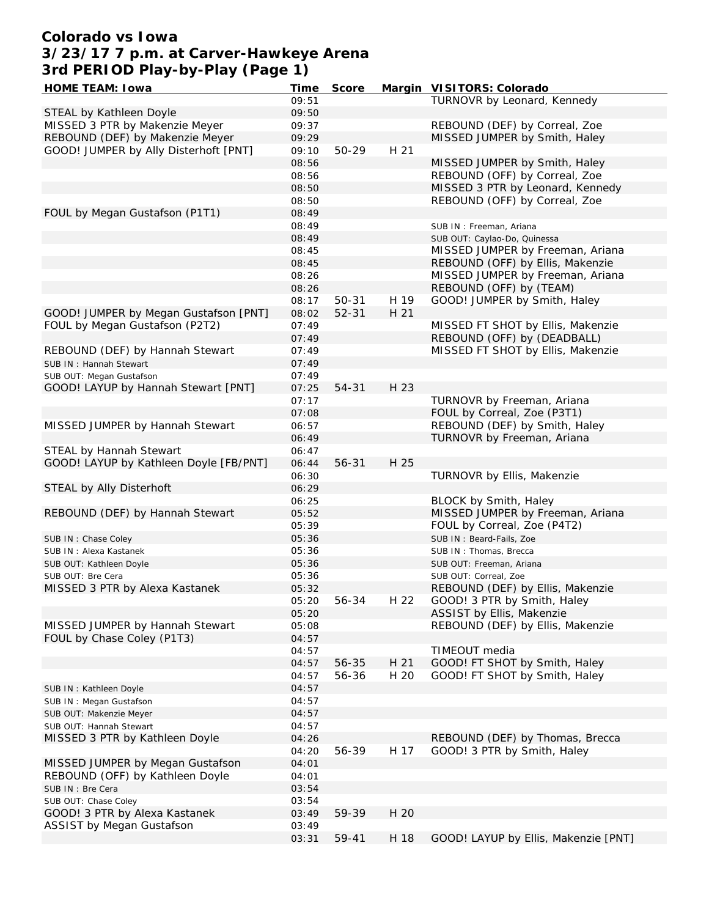# Colorado vs Iowa
## 3/23/17 7 p.m. at Carver-Hawkeye Arena
## 3rd PERIOD Play-by-Play (Page 1)

| HOME TEAM: Iowa | Time | Score | Margin | VISITORS: Colorado |
|---|---|---|---|---|
| | 09:51 | | | TURNOVR by Leonard, Kennedy |
| STEAL by Kathleen Doyle | 09:50 | | | |
| MISSED 3 PTR by Makenzie Meyer | 09:37 | | | REBOUND (DEF) by Correal, Zoe |
| REBOUND (DEF) by Makenzie Meyer | 09:29 | | | MISSED JUMPER by Smith, Haley |
| GOOD! JUMPER by Ally Disterhoft [PNT] | 09:10 | 50-29 | H 21 | |
| | 08:56 | | | MISSED JUMPER by Smith, Haley |
| | 08:56 | | | REBOUND (OFF) by Correal, Zoe |
| | 08:50 | | | MISSED 3 PTR by Leonard, Kennedy |
| | 08:50 | | | REBOUND (OFF) by Correal, Zoe |
| FOUL by Megan Gustafson (P1T1) | 08:49 | | | |
| | 08:49 | | | SUB IN : Freeman, Ariana |
| | 08:49 | | | SUB OUT: Caylao-Do, Quinessa |
| | 08:45 | | | MISSED JUMPER by Freeman, Ariana |
| | 08:45 | | | REBOUND (OFF) by Ellis, Makenzie |
| | 08:26 | | | MISSED JUMPER by Freeman, Ariana |
| | 08:26 | | | REBOUND (OFF) by (TEAM) |
| | 08:17 | 50-31 | H 19 | GOOD! JUMPER by Smith, Haley |
| GOOD! JUMPER by Megan Gustafson [PNT] | 08:02 | 52-31 | H 21 | |
| FOUL by Megan Gustafson (P2T2) | 07:49 | | | MISSED FT SHOT by Ellis, Makenzie |
| | 07:49 | | | REBOUND (OFF) by (DEADBALL) |
| REBOUND (DEF) by Hannah Stewart | 07:49 | | | MISSED FT SHOT by Ellis, Makenzie |
| SUB IN : Hannah Stewart | 07:49 | | | |
| SUB OUT: Megan Gustafson | 07:49 | | | |
| GOOD! LAYUP by Hannah Stewart [PNT] | 07:25 | 54-31 | H 23 | |
| | 07:17 | | | TURNOVR by Freeman, Ariana |
| | 07:08 | | | FOUL by Correal, Zoe (P3T1) |
| MISSED JUMPER by Hannah Stewart | 06:57 | | | REBOUND (DEF) by Smith, Haley |
| | 06:49 | | | TURNOVR by Freeman, Ariana |
| STEAL by Hannah Stewart | 06:47 | | | |
| GOOD! LAYUP by Kathleen Doyle [FB/PNT] | 06:44 | 56-31 | H 25 | |
| | 06:30 | | | TURNOVR by Ellis, Makenzie |
| STEAL by Ally Disterhoft | 06:29 | | | |
| | 06:25 | | | BLOCK by Smith, Haley |
| REBOUND (DEF) by Hannah Stewart | 05:52 | | | MISSED JUMPER by Freeman, Ariana |
| | 05:39 | | | FOUL by Correal, Zoe (P4T2) |
| SUB IN : Chase Coley | 05:36 | | | SUB IN : Beard-Fails, Zoe |
| SUB IN : Alexa Kastanek | 05:36 | | | SUB IN : Thomas, Brecca |
| SUB OUT: Kathleen Doyle | 05:36 | | | SUB OUT: Freeman, Ariana |
| SUB OUT: Bre Cera | 05:36 | | | SUB OUT: Correal, Zoe |
| MISSED 3 PTR by Alexa Kastanek | 05:32 | | | REBOUND (DEF) by Ellis, Makenzie |
| | 05:20 | 56-34 | H 22 | GOOD! 3 PTR by Smith, Haley |
| | 05:20 | | | ASSIST by Ellis, Makenzie |
| MISSED JUMPER by Hannah Stewart | 05:08 | | | REBOUND (DEF) by Ellis, Makenzie |
| FOUL by Chase Coley (P1T3) | 04:57 | | | |
| | 04:57 | | | TIMEOUT media |
| | 04:57 | 56-35 | H 21 | GOOD! FT SHOT by Smith, Haley |
| | 04:57 | 56-36 | H 20 | GOOD! FT SHOT by Smith, Haley |
| SUB IN : Kathleen Doyle | 04:57 | | | |
| SUB IN : Megan Gustafson | 04:57 | | | |
| SUB OUT: Makenzie Meyer | 04:57 | | | |
| SUB OUT: Hannah Stewart | 04:57 | | | |
| MISSED 3 PTR by Kathleen Doyle | 04:26 | | | REBOUND (DEF) by Thomas, Brecca |
| | 04:20 | 56-39 | H 17 | GOOD! 3 PTR by Smith, Haley |
| MISSED JUMPER by Megan Gustafson | 04:01 | | | |
| REBOUND (OFF) by Kathleen Doyle | 04:01 | | | |
| SUB IN : Bre Cera | 03:54 | | | |
| SUB OUT: Chase Coley | 03:54 | | | |
| GOOD! 3 PTR by Alexa Kastanek | 03:49 | 59-39 | H 20 | |
| ASSIST by Megan Gustafson | 03:49 | | | |
| | 03:31 | 59-41 | H 18 | GOOD! LAYUP by Ellis, Makenzie [PNT] |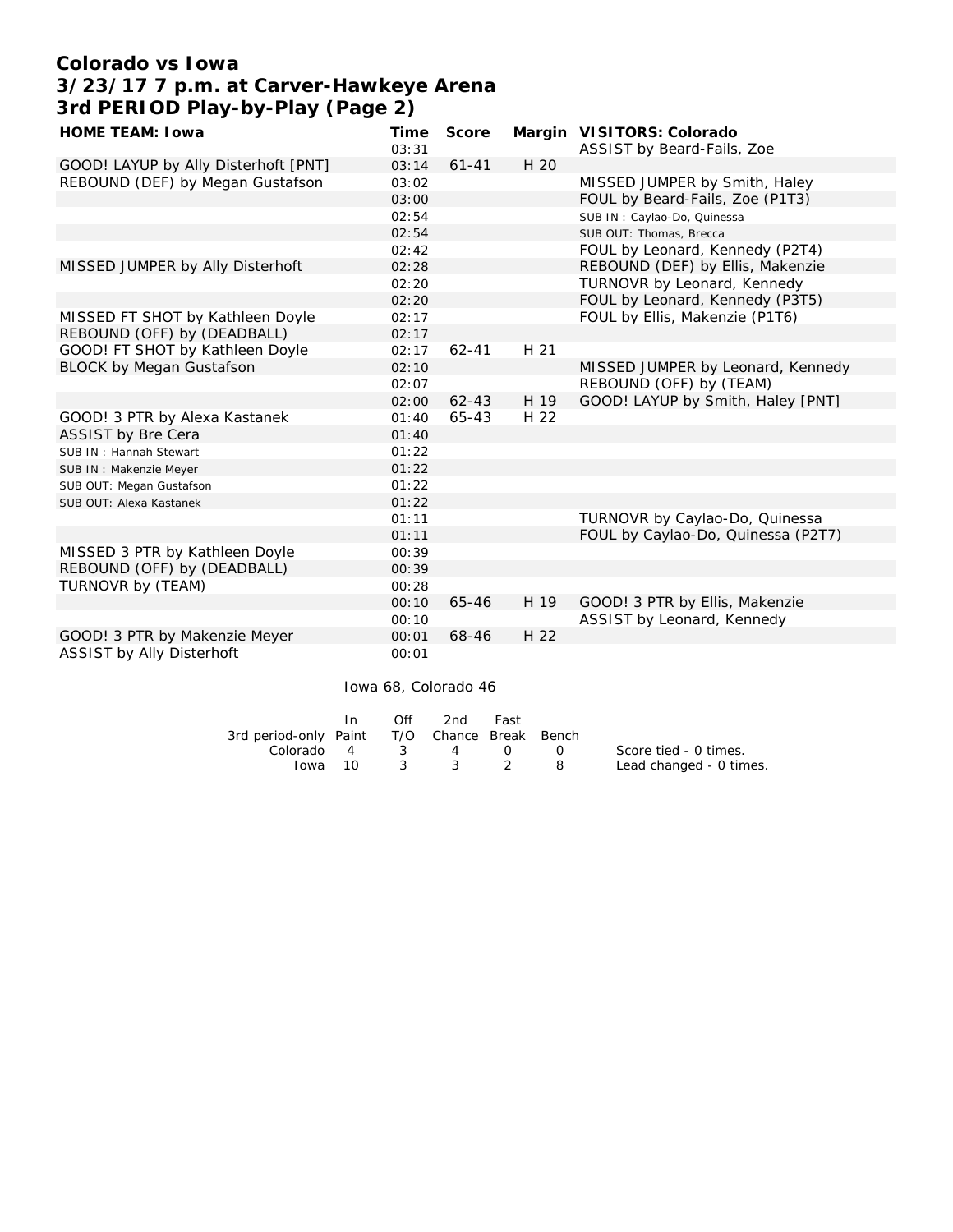# Colorado vs Iowa
## 3/23/17 7 p.m. at Carver-Hawkeye Arena
## 3rd PERIOD Play-by-Play (Page 2)

| HOME TEAM: Iowa | Time | Score | Margin | VISITORS: Colorado |
|---|---|---|---|---|
| | 03:31 | | | ASSIST by Beard-Fails, Zoe |
| GOOD! LAYUP by Ally Disterhoft [PNT] | 03:14 | 61-41 | H 20 | |
| REBOUND (DEF) by Megan Gustafson | 03:02 | | | MISSED JUMPER by Smith, Haley |
| | 03:00 | | | FOUL by Beard-Fails, Zoe (P1T3) |
| | 02:54 | | | SUB IN : Caylao-Do, Quinessa |
| | 02:54 | | | SUB OUT: Thomas, Brecca |
| | 02:42 | | | FOUL by Leonard, Kennedy (P2T4) |
| MISSED JUMPER by Ally Disterhoft | 02:28 | | | REBOUND (DEF) by Ellis, Makenzie |
| | 02:20 | | | TURNOVR by Leonard, Kennedy |
| | 02:20 | | | FOUL by Leonard, Kennedy (P3T5) |
| MISSED FT SHOT by Kathleen Doyle | 02:17 | | | FOUL by Ellis, Makenzie (P1T6) |
| REBOUND (OFF) by (DEADBALL) | 02:17 | | | |
| GOOD! FT SHOT by Kathleen Doyle | 02:17 | 62-41 | H 21 | |
| BLOCK by Megan Gustafson | 02:10 | | | MISSED JUMPER by Leonard, Kennedy |
| | 02:07 | | | REBOUND (OFF) by (TEAM) |
| | 02:00 | 62-43 | H 19 | GOOD! LAYUP by Smith, Haley [PNT] |
| GOOD! 3 PTR by Alexa Kastanek | 01:40 | 65-43 | H 22 | |
| ASSIST by Bre Cera | 01:40 | | | |
| SUB IN : Hannah Stewart | 01:22 | | | |
| SUB IN : Makenzie Meyer | 01:22 | | | |
| SUB OUT: Megan Gustafson | 01:22 | | | |
| SUB OUT: Alexa Kastanek | 01:22 | | | |
| | 01:11 | | | TURNOVR by Caylao-Do, Quinessa |
| | 01:11 | | | FOUL by Caylao-Do, Quinessa (P2T7) |
| MISSED 3 PTR by Kathleen Doyle | 00:39 | | | |
| REBOUND (OFF) by (DEADBALL) | 00:39 | | | |
| TURNOVR by (TEAM) | 00:28 | | | |
| | 00:10 | 65-46 | H 19 | GOOD! 3 PTR by Ellis, Makenzie |
| | 00:10 | | | ASSIST by Leonard, Kennedy |
| GOOD! 3 PTR by Makenzie Meyer | 00:01 | 68-46 | H 22 | |
| ASSIST by Ally Disterhoft | 00:01 | | | |

Iowa 68, Colorado 46

| 3rd period-only | In Paint | Off T/O | 2nd Chance | Fast Break | Bench |
|---|---|---|---|---|---|
| Colorado | 4 | 3 | 4 | 0 | 0 |
| Iowa | 10 | 3 | 3 | 2 | 8 |

Score tied - 0 times.
Lead changed - 0 times.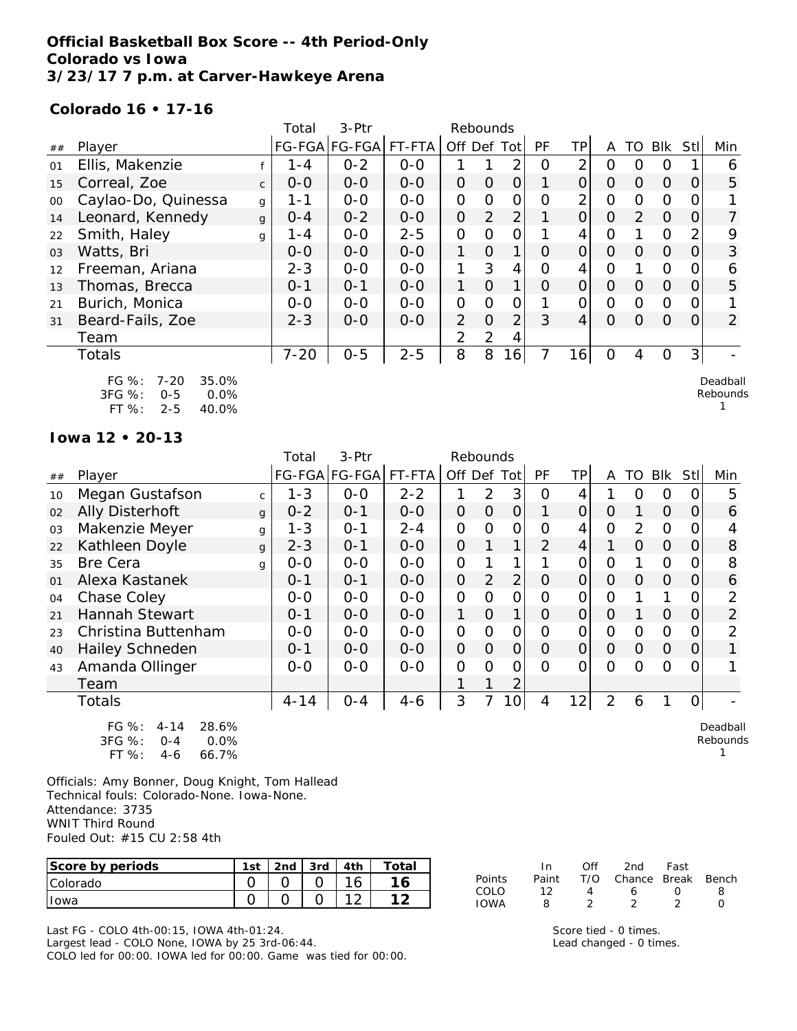**Official Basketball Box Score -- 4th Period-Only**
**Colorado vs Iowa**
**3/23/17 7 p.m. at Carver-Hawkeye Arena**

**Colorado 16 • 17-16**

| ## | Player | | Total FG-FGA | 3-Ptr FG-FGA | FT-FTA | Rebounds Off | Def | Tot | PF | TP | A | TO | Blk | Stl | Min |
|---|---|---|---|---|---|---|---|---|---|---|---|---|---|---|---|
| 01 | Ellis, Makenzie | f | 1-4 | 0-2 | 0-0 | 1 | 1 | 2 | 0 | 2 | 0 | 0 | 0 | 1 | 6 |
| 15 | Correal, Zoe | c | 0-0 | 0-0 | 0-0 | 0 | 0 | 0 | 1 | 0 | 0 | 0 | 0 | 0 | 5 |
| 00 | Caylao-Do, Quinessa | g | 1-1 | 0-0 | 0-0 | 0 | 0 | 0 | 0 | 2 | 0 | 0 | 0 | 0 | 1 |
| 14 | Leonard, Kennedy | g | 0-4 | 0-2 | 0-0 | 0 | 2 | 2 | 1 | 0 | 0 | 2 | 0 | 0 | 7 |
| 22 | Smith, Haley | g | 1-4 | 0-0 | 2-5 | 0 | 0 | 0 | 1 | 4 | 0 | 1 | 0 | 2 | 9 |
| 03 | Watts, Bri | | 0-0 | 0-0 | 0-0 | 1 | 0 | 1 | 0 | 0 | 0 | 0 | 0 | 0 | 3 |
| 12 | Freeman, Ariana | | 2-3 | 0-0 | 0-0 | 1 | 3 | 4 | 0 | 4 | 0 | 1 | 0 | 0 | 6 |
| 13 | Thomas, Brecca | | 0-1 | 0-1 | 0-0 | 1 | 0 | 1 | 0 | 0 | 0 | 0 | 0 | 0 | 5 |
| 21 | Burich, Monica | | 0-0 | 0-0 | 0-0 | 0 | 0 | 0 | 1 | 0 | 0 | 0 | 0 | 0 | 1 |
| 31 | Beard-Fails, Zoe | | 2-3 | 0-0 | 0-0 | 2 | 0 | 2 | 3 | 4 | 0 | 0 | 0 | 0 | 2 |
| | Team | | | | | 2 | 2 | 4 | | | | | | | |
| | Totals | | 7-20 | 0-5 | 2-5 | 8 | 8 | 16 | 7 | 16 | 0 | 4 | 0 | 3 | - |

FG %: 7-20 35.0%
3FG %: 0-5 0.0%
FT %: 2-5 40.0%

Deadball Rebounds 1

**Iowa 12 • 20-13**

| ## | Player | | Total FG-FGA | 3-Ptr FG-FGA | FT-FTA | Rebounds Off | Def | Tot | PF | TP | A | TO | Blk | Stl | Min |
|---|---|---|---|---|---|---|---|---|---|---|---|---|---|---|---|
| 10 | Megan Gustafson | c | 1-3 | 0-0 | 2-2 | 1 | 2 | 3 | 0 | 4 | 1 | 0 | 0 | 0 | 5 |
| 02 | Ally Disterhoft | g | 0-2 | 0-1 | 0-0 | 0 | 0 | 0 | 1 | 0 | 0 | 1 | 0 | 0 | 6 |
| 03 | Makenzie Meyer | g | 1-3 | 0-1 | 2-4 | 0 | 0 | 0 | 0 | 4 | 0 | 2 | 0 | 0 | 4 |
| 22 | Kathleen Doyle | g | 2-3 | 0-1 | 0-0 | 0 | 1 | 1 | 2 | 4 | 1 | 0 | 0 | 0 | 8 |
| 35 | Bre Cera | g | 0-0 | 0-0 | 0-0 | 0 | 1 | 1 | 1 | 0 | 0 | 1 | 0 | 0 | 8 |
| 01 | Alexa Kastanek | | 0-1 | 0-1 | 0-0 | 0 | 2 | 2 | 0 | 0 | 0 | 0 | 0 | 0 | 6 |
| 04 | Chase Coley | | 0-0 | 0-0 | 0-0 | 0 | 0 | 0 | 0 | 0 | 0 | 1 | 1 | 0 | 2 |
| 21 | Hannah Stewart | | 0-1 | 0-0 | 0-0 | 1 | 0 | 1 | 0 | 0 | 0 | 1 | 0 | 0 | 2 |
| 23 | Christina Buttenham | | 0-0 | 0-0 | 0-0 | 0 | 0 | 0 | 0 | 0 | 0 | 0 | 0 | 0 | 2 |
| 40 | Hailey Schneden | | 0-1 | 0-0 | 0-0 | 0 | 0 | 0 | 0 | 0 | 0 | 0 | 0 | 0 | 1 |
| 43 | Amanda Ollinger | | 0-0 | 0-0 | 0-0 | 0 | 0 | 0 | 0 | 0 | 0 | 0 | 0 | 0 | 1 |
| | Team | | | | | 1 | 1 | 2 | | | | | | | |
| | Totals | | 4-14 | 0-4 | 4-6 | 3 | 7 | 10 | 4 | 12 | 2 | 6 | 1 | 0 | - |

FG %: 4-14 28.6%
3FG %: 0-4 0.0%
FT %: 4-6 66.7%

Deadball Rebounds 1

Officials: Amy Bonner, Doug Knight, Tom Hallead
Technical fouls: Colorado-None. Iowa-None.
Attendance: 3735
WNIT Third Round
Fouled Out: #15 CU 2:58 4th

| Score by periods | 1st | 2nd | 3rd | 4th | Total |
|---|---|---|---|---|---|
| Colorado | 0 | 0 | 0 | 16 | 16 |
| Iowa | 0 | 0 | 0 | 12 | 12 |

| Points | In Paint | Off T/O | 2nd Chance | Fast Break | Bench |
|---|---|---|---|---|---|
| COLO | 12 | 4 | 6 | 0 | 8 |
| IOWA | 8 | 2 | 2 | 2 | 0 |

Last FG - COLO 4th-00:15, IOWA 4th-01:24.
Largest lead - COLO None, IOWA by 25 3rd-06:44.
COLO led for 00:00. IOWA led for 00:00. Game was tied for 00:00.

Score tied - 0 times.
Lead changed - 0 times.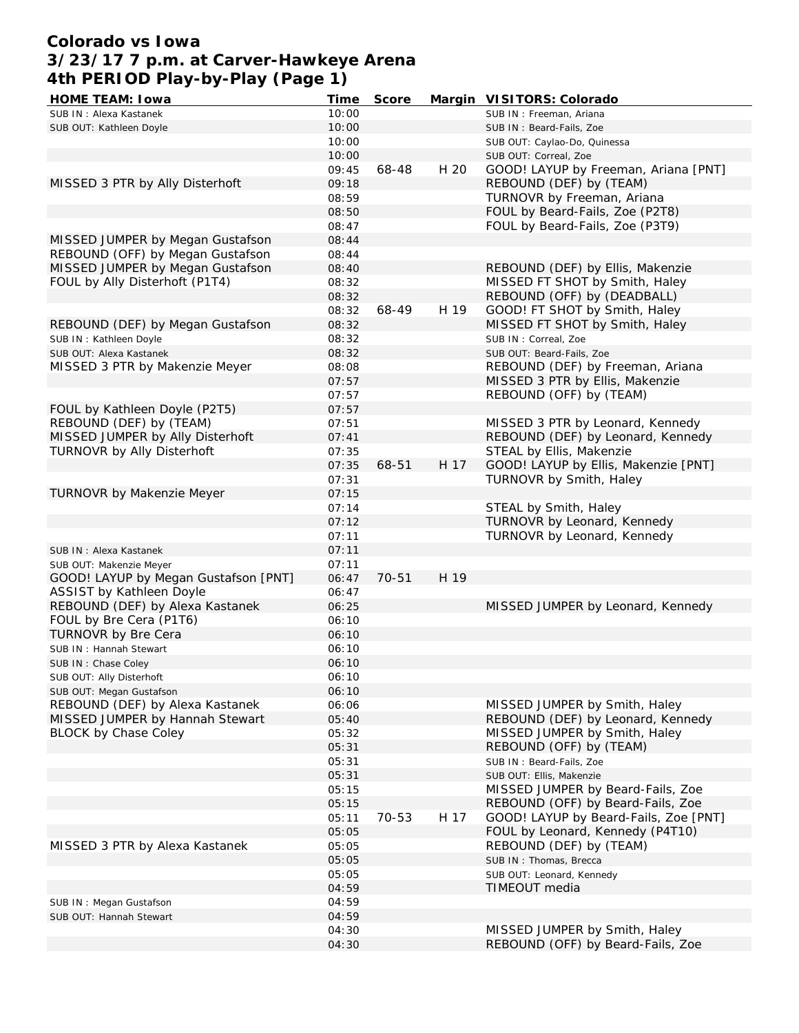# Colorado vs Iowa
## 3/23/17 7 p.m. at Carver-Hawkeye Arena
## 4th PERIOD Play-by-Play (Page 1)

| HOME TEAM: Iowa | Time | Score | Margin | VISITORS: Colorado |
|---|---|---|---|---|
| SUB IN : Alexa Kastanek | 10:00 | | | SUB IN : Freeman, Ariana |
| SUB OUT: Kathleen Doyle | 10:00 | | | SUB IN : Beard-Fails, Zoe |
| | 10:00 | | | SUB OUT: Caylao-Do, Quinessa |
| | 10:00 | | | SUB OUT: Correal, Zoe |
| | 09:45 | 68-48 | H 20 | GOOD! LAYUP by Freeman, Ariana [PNT] |
| MISSED 3 PTR by Ally Disterhoft | 09:18 | | | REBOUND (DEF) by (TEAM) |
| | 08:59 | | | TURNOVR by Freeman, Ariana |
| | 08:50 | | | FOUL by Beard-Fails, Zoe (P2T8) |
| | 08:47 | | | FOUL by Beard-Fails, Zoe (P3T9) |
| MISSED JUMPER by Megan Gustafson | 08:44 | | | |
| REBOUND (OFF) by Megan Gustafson | 08:44 | | | |
| MISSED JUMPER by Megan Gustafson | 08:40 | | | REBOUND (DEF) by Ellis, Makenzie |
| FOUL by Ally Disterhoft (P1T4) | 08:32 | | | MISSED FT SHOT by Smith, Haley |
| | 08:32 | | | REBOUND (OFF) by (DEADBALL) |
| | 08:32 | 68-49 | H 19 | GOOD! FT SHOT by Smith, Haley |
| REBOUND (DEF) by Megan Gustafson | 08:32 | | | MISSED FT SHOT by Smith, Haley |
| SUB IN : Kathleen Doyle | 08:32 | | | SUB IN : Correal, Zoe |
| SUB OUT: Alexa Kastanek | 08:32 | | | SUB OUT: Beard-Fails, Zoe |
| MISSED 3 PTR by Makenzie Meyer | 08:08 | | | REBOUND (DEF) by Freeman, Ariana |
| | 07:57 | | | MISSED 3 PTR by Ellis, Makenzie |
| | 07:57 | | | REBOUND (OFF) by (TEAM) |
| FOUL by Kathleen Doyle (P2T5) | 07:57 | | | |
| REBOUND (DEF) by (TEAM) | 07:51 | | | MISSED 3 PTR by Leonard, Kennedy |
| MISSED JUMPER by Ally Disterhoft | 07:41 | | | REBOUND (DEF) by Leonard, Kennedy |
| TURNOVR by Ally Disterhoft | 07:35 | | | STEAL by Ellis, Makenzie |
| | 07:35 | 68-51 | H 17 | GOOD! LAYUP by Ellis, Makenzie [PNT] |
| | 07:31 | | | TURNOVR by Smith, Haley |
| TURNOVR by Makenzie Meyer | 07:15 | | | |
| | 07:14 | | | STEAL by Smith, Haley |
| | 07:12 | | | TURNOVR by Leonard, Kennedy |
| | 07:11 | | | TURNOVR by Leonard, Kennedy |
| SUB IN : Alexa Kastanek | 07:11 | | | |
| SUB OUT: Makenzie Meyer | 07:11 | | | |
| GOOD! LAYUP by Megan Gustafson [PNT] | 06:47 | 70-51 | H 19 | |
| ASSIST by Kathleen Doyle | 06:47 | | | |
| REBOUND (DEF) by Alexa Kastanek | 06:25 | | | MISSED JUMPER by Leonard, Kennedy |
| FOUL by Bre Cera (P1T6) | 06:10 | | | |
| TURNOVR by Bre Cera | 06:10 | | | |
| SUB IN : Hannah Stewart | 06:10 | | | |
| SUB IN : Chase Coley | 06:10 | | | |
| SUB OUT: Ally Disterhoft | 06:10 | | | |
| SUB OUT: Megan Gustafson | 06:10 | | | |
| REBOUND (DEF) by Alexa Kastanek | 06:06 | | | MISSED JUMPER by Smith, Haley |
| MISSED JUMPER by Hannah Stewart | 05:40 | | | REBOUND (DEF) by Leonard, Kennedy |
| BLOCK by Chase Coley | 05:32 | | | MISSED JUMPER by Smith, Haley |
| | 05:31 | | | REBOUND (OFF) by (TEAM) |
| | 05:31 | | | SUB IN : Beard-Fails, Zoe |
| | 05:31 | | | SUB OUT: Ellis, Makenzie |
| | 05:15 | | | MISSED JUMPER by Beard-Fails, Zoe |
| | 05:15 | | | REBOUND (OFF) by Beard-Fails, Zoe |
| | 05:11 | 70-53 | H 17 | GOOD! LAYUP by Beard-Fails, Zoe [PNT] |
| | 05:05 | | | FOUL by Leonard, Kennedy (P4T10) |
| MISSED 3 PTR by Alexa Kastanek | 05:05 | | | REBOUND (DEF) by (TEAM) |
| | 05:05 | | | SUB IN : Thomas, Brecca |
| | 05:05 | | | SUB OUT: Leonard, Kennedy |
| | 04:59 | | | TIMEOUT media |
| SUB IN : Megan Gustafson | 04:59 | | | |
| SUB OUT: Hannah Stewart | 04:59 | | | |
| | 04:30 | | | MISSED JUMPER by Smith, Haley |
| | 04:30 | | | REBOUND (OFF) by Beard-Fails, Zoe |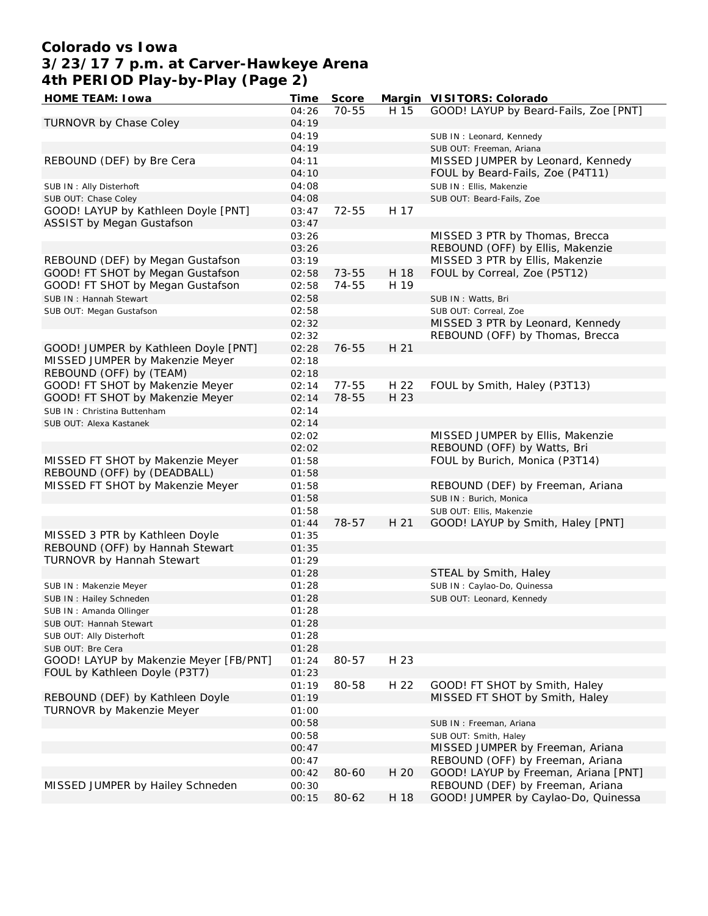# Colorado vs Iowa
## 3/23/17 7 p.m. at Carver-Hawkeye Arena
## 4th PERIOD Play-by-Play (Page 2)

| HOME TEAM: Iowa | Time | Score | Margin | VISITORS: Colorado |
|---|---|---|---|---|
| | 04:26 | 70-55 | H 15 | GOOD! LAYUP by Beard-Fails, Zoe [PNT] |
| TURNOVR by Chase Coley | 04:19 | | | |
| | 04:19 | | | SUB IN : Leonard, Kennedy |
| | 04:19 | | | SUB OUT: Freeman, Ariana |
| REBOUND (DEF) by Bre Cera | 04:11 | | | MISSED JUMPER by Leonard, Kennedy |
| | 04:10 | | | FOUL by Beard-Fails, Zoe (P4T11) |
| SUB IN : Ally Disterhoft | 04:08 | | | SUB IN : Ellis, Makenzie |
| SUB OUT: Chase Coley | 04:08 | | | SUB OUT: Beard-Fails, Zoe |
| GOOD! LAYUP by Kathleen Doyle [PNT] | 03:47 | 72-55 | H 17 | |
| ASSIST by Megan Gustafson | 03:47 | | | |
| | 03:26 | | | MISSED 3 PTR by Thomas, Brecca |
| | 03:26 | | | REBOUND (OFF) by Ellis, Makenzie |
| REBOUND (DEF) by Megan Gustafson | 03:19 | | | MISSED 3 PTR by Ellis, Makenzie |
| GOOD! FT SHOT by Megan Gustafson | 02:58 | 73-55 | H 18 | FOUL by Correal, Zoe (P5T12) |
| GOOD! FT SHOT by Megan Gustafson | 02:58 | 74-55 | H 19 | |
| SUB IN : Hannah Stewart | 02:58 | | | SUB IN : Watts, Bri |
| SUB OUT: Megan Gustafson | 02:58 | | | SUB OUT: Correal, Zoe |
| | 02:32 | | | MISSED 3 PTR by Leonard, Kennedy |
| | 02:32 | | | REBOUND (OFF) by Thomas, Brecca |
| GOOD! JUMPER by Kathleen Doyle [PNT] | 02:28 | 76-55 | H 21 | |
| MISSED JUMPER by Makenzie Meyer | 02:18 | | | |
| REBOUND (OFF) by (TEAM) | 02:18 | | | |
| GOOD! FT SHOT by Makenzie Meyer | 02:14 | 77-55 | H 22 | FOUL by Smith, Haley (P3T13) |
| GOOD! FT SHOT by Makenzie Meyer | 02:14 | 78-55 | H 23 | |
| SUB IN : Christina Buttenham | 02:14 | | | |
| SUB OUT: Alexa Kastanek | 02:14 | | | |
| | 02:02 | | | MISSED JUMPER by Ellis, Makenzie |
| | 02:02 | | | REBOUND (OFF) by Watts, Bri |
| MISSED FT SHOT by Makenzie Meyer | 01:58 | | | FOUL by Burich, Monica (P3T14) |
| REBOUND (OFF) by (DEADBALL) | 01:58 | | | |
| MISSED FT SHOT by Makenzie Meyer | 01:58 | | | REBOUND (DEF) by Freeman, Ariana |
| | 01:58 | | | SUB IN : Burich, Monica |
| | 01:58 | | | SUB OUT: Ellis, Makenzie |
| | 01:44 | 78-57 | H 21 | GOOD! LAYUP by Smith, Haley [PNT] |
| MISSED 3 PTR by Kathleen Doyle | 01:35 | | | |
| REBOUND (OFF) by Hannah Stewart | 01:35 | | | |
| TURNOVR by Hannah Stewart | 01:29 | | | |
| | 01:28 | | | STEAL by Smith, Haley |
| SUB IN : Makenzie Meyer | 01:28 | | | SUB IN : Caylao-Do, Quinessa |
| SUB IN : Hailey Schneden | 01:28 | | | SUB OUT: Leonard, Kennedy |
| SUB IN : Amanda Ollinger | 01:28 | | | |
| SUB OUT: Hannah Stewart | 01:28 | | | |
| SUB OUT: Ally Disterhoft | 01:28 | | | |
| SUB OUT: Bre Cera | 01:28 | | | |
| GOOD! LAYUP by Makenzie Meyer [FB/PNT] | 01:24 | 80-57 | H 23 | |
| FOUL by Kathleen Doyle (P3T7) | 01:23 | | | |
| | 01:19 | 80-58 | H 22 | GOOD! FT SHOT by Smith, Haley |
| REBOUND (DEF) by Kathleen Doyle | 01:19 | | | MISSED FT SHOT by Smith, Haley |
| TURNOVR by Makenzie Meyer | 01:00 | | | |
| | 00:58 | | | SUB IN : Freeman, Ariana |
| | 00:58 | | | SUB OUT: Smith, Haley |
| | 00:47 | | | MISSED JUMPER by Freeman, Ariana |
| | 00:47 | | | REBOUND (OFF) by Freeman, Ariana |
| | 00:42 | 80-60 | H 20 | GOOD! LAYUP by Freeman, Ariana [PNT] |
| MISSED JUMPER by Hailey Schneden | 00:30 | | | REBOUND (DEF) by Freeman, Ariana |
| | 00:15 | 80-62 | H 18 | GOOD! JUMPER by Caylao-Do, Quinessa |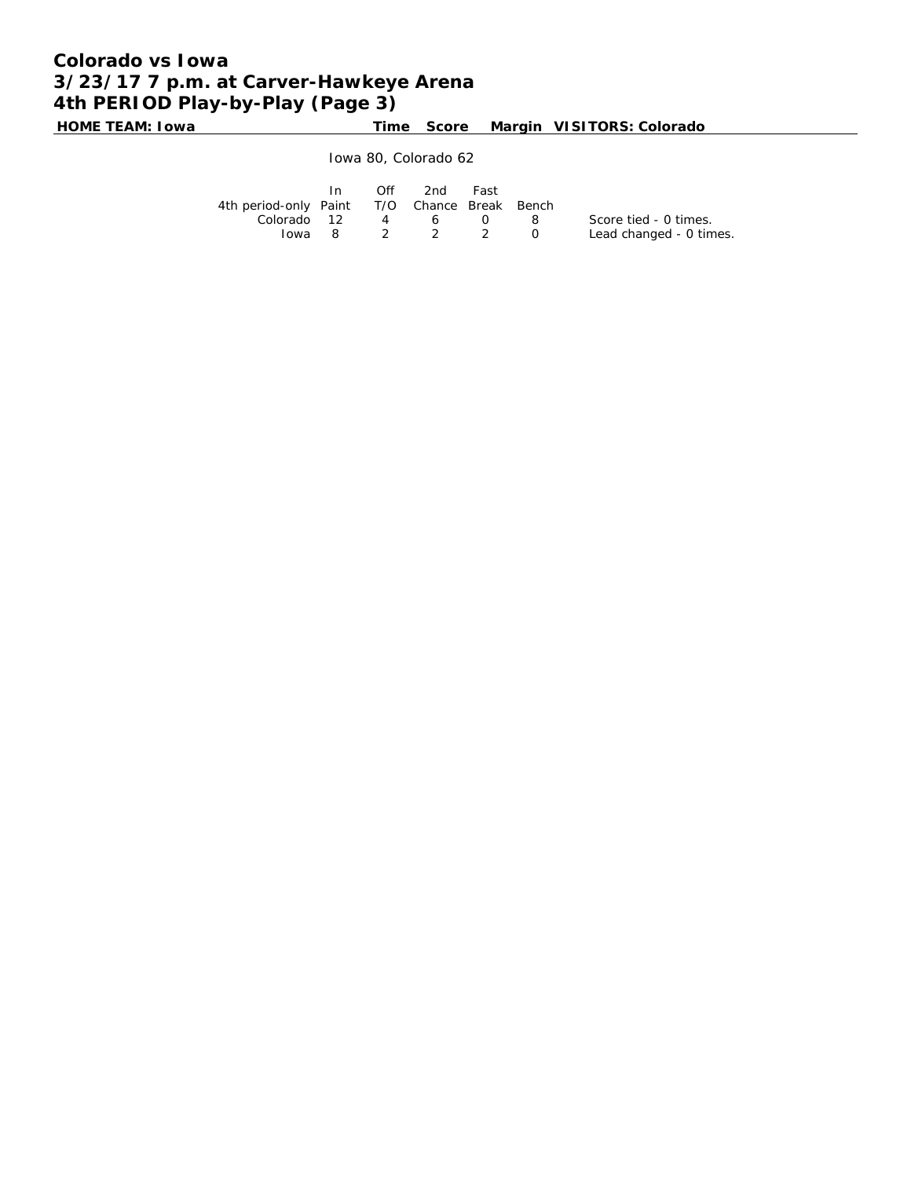# Colorado vs Iowa
# 3/23/17 7 p.m. at Carver-Hawkeye Arena
# 4th PERIOD Play-by-Play (Page 3)

| HOME TEAM: Iowa | Time | Score | Margin | VISITORS: Colorado |
|---|---|---|---|---|

Iowa 80, Colorado 62

| 4th period-only | In Paint | Off T/O | 2nd Chance | Fast Break | Bench |
|---|---|---|---|---|---|
| Colorado | 12 | 4 | 6 | 0 | 8 |
| Iowa | 8 | 2 | 2 | 2 | 0 |

Score tied - 0 times.
Lead changed - 0 times.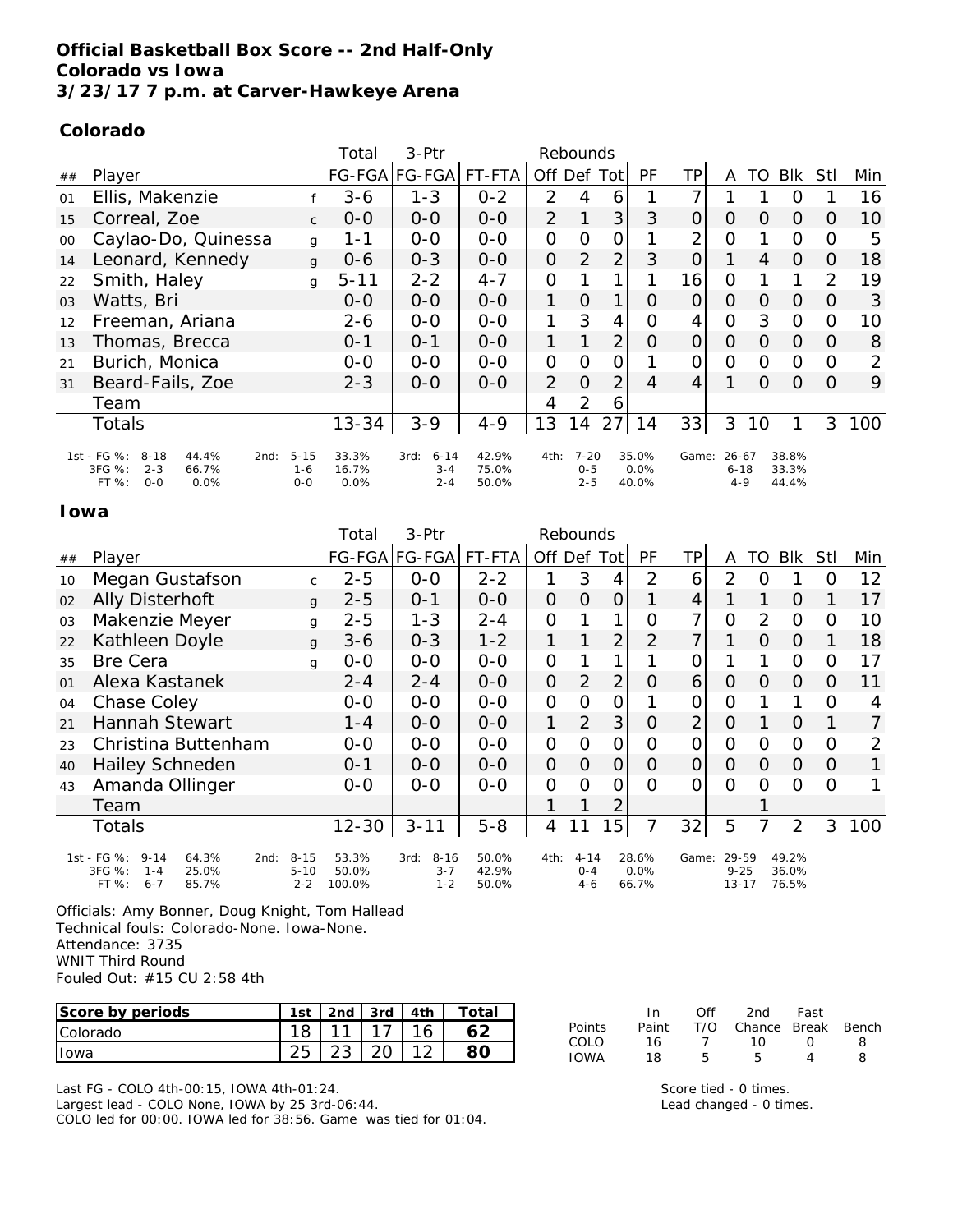**Official Basketball Box Score -- 2nd Half-Only**
**Colorado vs Iowa**
**3/23/17 7 p.m. at Carver-Hawkeye Arena**

**Colorado**

| ## | Player | | Total FG-FGA | 3-Ptr FG-FGA | FT-FTA | Rebounds Off | Def | Tot | PF | TP | A | TO | Blk | Stl | Min |
|---|---|---|---|---|---|---|---|---|---|---|---|---|---|---|---|
| 01 | Ellis, Makenzie | f | 3-6 | 1-3 | 0-2 | 2 | 4 | 6 | 1 | 7 | 1 | 1 | 0 | 1 | 16 |
| 15 | Correal, Zoe | c | 0-0 | 0-0 | 0-0 | 2 | 1 | 3 | 3 | 0 | 0 | 0 | 0 | 0 | 10 |
| 00 | Caylao-Do, Quinessa | g | 1-1 | 0-0 | 0-0 | 0 | 0 | 0 | 1 | 2 | 0 | 1 | 0 | 0 | 5 |
| 14 | Leonard, Kennedy | g | 0-6 | 0-3 | 0-0 | 0 | 2 | 2 | 3 | 0 | 1 | 4 | 0 | 0 | 18 |
| 22 | Smith, Haley | g | 5-11 | 2-2 | 4-7 | 0 | 1 | 1 | 1 | 16 | 0 | 1 | 1 | 2 | 19 |
| 03 | Watts, Bri | | 0-0 | 0-0 | 0-0 | 1 | 0 | 1 | 0 | 0 | 0 | 0 | 0 | 0 | 3 |
| 12 | Freeman, Ariana | | 2-6 | 0-0 | 0-0 | 1 | 3 | 4 | 0 | 4 | 0 | 3 | 0 | 0 | 10 |
| 13 | Thomas, Brecca | | 0-1 | 0-1 | 0-0 | 1 | 1 | 2 | 0 | 0 | 0 | 0 | 0 | 0 | 8 |
| 21 | Burich, Monica | | 0-0 | 0-0 | 0-0 | 0 | 0 | 0 | 1 | 0 | 0 | 0 | 0 | 0 | 2 |
| 31 | Beard-Fails, Zoe | | 2-3 | 0-0 | 0-0 | 2 | 0 | 2 | 4 | 4 | 1 | 0 | 0 | 0 | 9 |
| | Team | | | | | 4 | 2 | 6 | | | | | | | |
| | Totals | | 13-34 | 3-9 | 4-9 | 13 | 14 | 27 | 14 | 33 | 3 | 10 | 1 | 3 | 100 |

| | | | | | | | | |
|---|---|---|---|---|---|---|---|---|
| 1st - FG %: 8-18 44.4% | 2nd: 5-15 33.3% | 3rd: 6-14 42.9% | 4th: 7-20 35.0% | Game: 26-67 38.8% |
| 3FG %: 2-3 66.7% | 1-6 16.7% | 3-4 75.0% | 0-5 0.0% | 6-18 33.3% |
| FT %: 0-0 0.0% | 0-0 0.0% | 2-4 50.0% | 2-5 40.0% | 4-9 44.4% |

**Iowa**

| ## | Player | | Total FG-FGA | 3-Ptr FG-FGA | FT-FTA | Rebounds Off | Def | Tot | PF | TP | A | TO | Blk | Stl | Min |
|---|---|---|---|---|---|---|---|---|---|---|---|---|---|---|---|
| 10 | Megan Gustafson | c | 2-5 | 0-0 | 2-2 | 1 | 3 | 4 | 2 | 6 | 2 | 0 | 1 | 0 | 12 |
| 02 | Ally Disterhoft | g | 2-5 | 0-1 | 0-0 | 0 | 0 | 0 | 1 | 4 | 1 | 1 | 0 | 1 | 17 |
| 03 | Makenzie Meyer | g | 2-5 | 1-3 | 2-4 | 0 | 1 | 1 | 0 | 7 | 0 | 2 | 0 | 0 | 10 |
| 22 | Kathleen Doyle | g | 3-6 | 0-3 | 1-2 | 1 | 1 | 2 | 2 | 7 | 1 | 0 | 0 | 1 | 18 |
| 35 | Bre Cera | g | 0-0 | 0-0 | 0-0 | 0 | 1 | 1 | 1 | 0 | 1 | 1 | 0 | 0 | 17 |
| 01 | Alexa Kastanek | | 2-4 | 2-4 | 0-0 | 0 | 2 | 2 | 0 | 6 | 0 | 0 | 0 | 0 | 11 |
| 04 | Chase Coley | | 0-0 | 0-0 | 0-0 | 0 | 0 | 0 | 1 | 0 | 0 | 1 | 1 | 0 | 4 |
| 21 | Hannah Stewart | | 1-4 | 0-0 | 0-0 | 1 | 2 | 3 | 0 | 2 | 0 | 1 | 0 | 1 | 7 |
| 23 | Christina Buttenham | | 0-0 | 0-0 | 0-0 | 0 | 0 | 0 | 0 | 0 | 0 | 0 | 0 | 0 | 2 |
| 40 | Hailey Schneden | | 0-1 | 0-0 | 0-0 | 0 | 0 | 0 | 0 | 0 | 0 | 0 | 0 | 0 | 1 |
| 43 | Amanda Ollinger | | 0-0 | 0-0 | 0-0 | 0 | 0 | 0 | 0 | 0 | 0 | 0 | 0 | 0 | 1 |
| | Team | | | | | 1 | 1 | 2 | | | | 1 | | | |
| | Totals | | 12-30 | 3-11 | 5-8 | 4 | 11 | 15 | 7 | 32 | 5 | 7 | 2 | 3 | 100 |

| | | | | |
|---|---|---|---|---|
| 1st - FG %: 9-14 64.3% | 2nd: 8-15 53.3% | 3rd: 8-16 50.0% | 4th: 4-14 28.6% | Game: 29-59 49.2% |
| 3FG %: 1-4 25.0% | 5-10 50.0% | 3-7 42.9% | 0-4 0.0% | 9-25 36.0% |
| FT %: 6-7 85.7% | 2-2 100.0% | 1-2 50.0% | 4-6 66.7% | 13-17 76.5% |

Officials: Amy Bonner, Doug Knight, Tom Hallead
Technical fouls: Colorado-None. Iowa-None.
Attendance: 3735
WNIT Third Round
Fouled Out: #15 CU 2:58 4th

| Score by periods | 1st | 2nd | 3rd | 4th | Total |
|---|---|---|---|---|---|
| Colorado | 18 | 11 | 17 | 16 | 62 |
| Iowa | 25 | 23 | 20 | 12 | 80 |

| Points | In Paint | Off T/O | 2nd Chance | Fast Break | Bench |
|---|---|---|---|---|---|
| COLO | 16 | 7 | 10 | 0 | 8 |
| IOWA | 18 | 5 | 5 | 4 | 8 |

Last FG - COLO 4th-00:15, IOWA 4th-01:24.
Largest lead - COLO None, IOWA by 25 3rd-06:44.
COLO led for 00:00. IOWA led for 38:56. Game was tied for 01:04.

Score tied - 0 times.
Lead changed - 0 times.